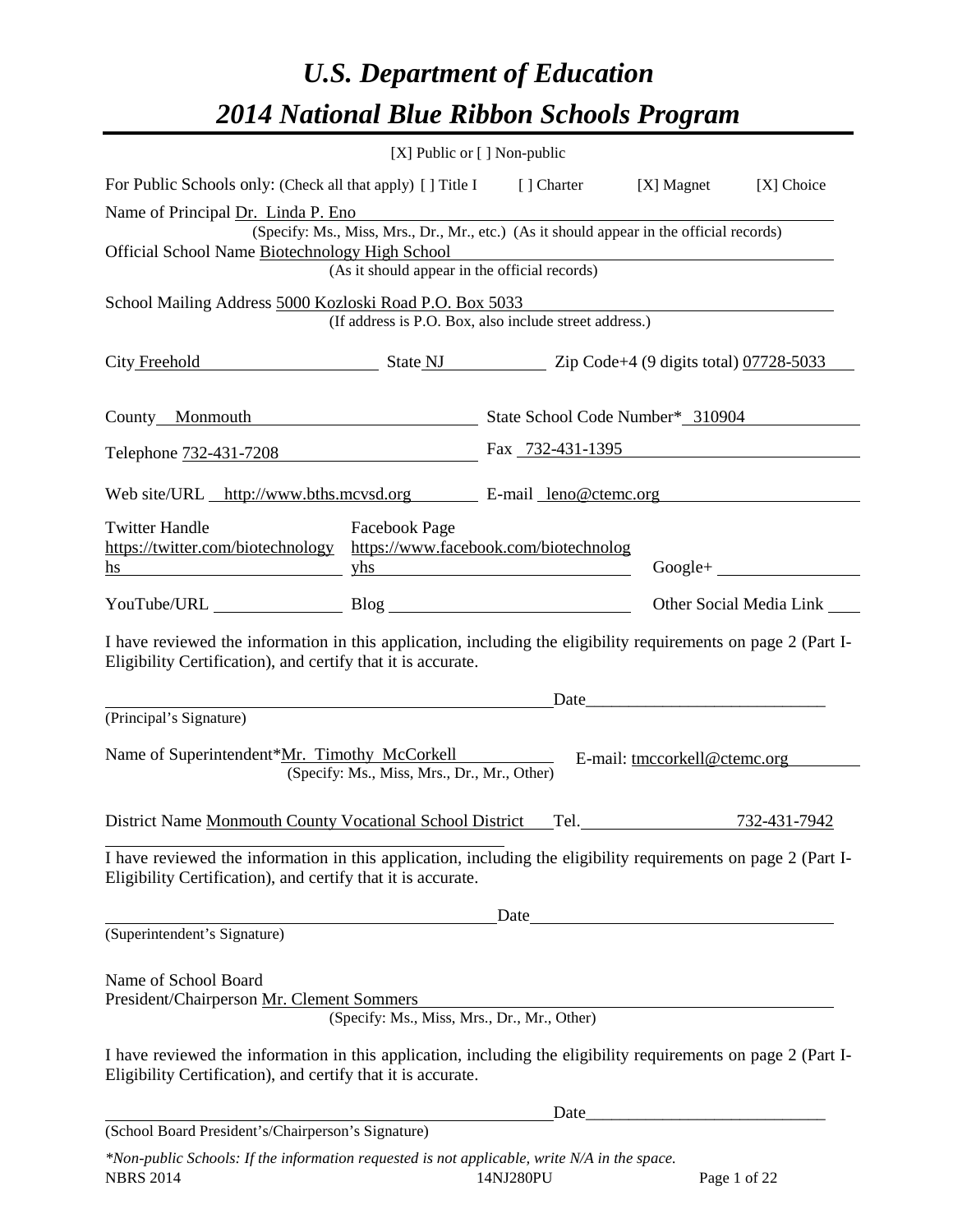# *U.S. Department of Education*

# *2014 National Blue Ribbon Schools Program*

[X] Public or [ ] Non-public

For Public Schools only: (Check all that apply) [ ] Title I [ ] Charter [X] Magnet [X] Choice

Name of Principal Dr. Linda P. Eno
(Specify: Ms., Miss, Mrs., Dr., Mr., etc.) (As it should appear in the official records)

Official School Name Biotechnology High School
(As it should appear in the official records)

School Mailing Address 5000 Kozloski Road P.O. Box 5033
(If address is P.O. Box, also include street address.)

City Freehold State NJ Zip Code+4 (9 digits total) 07728-5033

County Monmouth State School Code Number* 310904

Telephone 732-431-7208 Fax 732-431-1395

Web site/URL http://www.bths.mcvsd.org E-mail leno@ctemc.org

Twitter Handle https://twitter.com/biotechnologyhs Facebook Page https://www.facebook.com/biotechnologyhs Google+

YouTube/URL Blog Other Social Media Link

I have reviewed the information in this application, including the eligibility requirements on page 2 (Part I-Eligibility Certification), and certify that it is accurate.

Date\_\_\_\_\_\_\_\_\_\_\_\_\_\_\_\_\_\_\_\_\_\_\_\_\_\_\_\_\_
(Principal's Signature)

Name of Superintendent*Mr. Timothy McCorkell E-mail: tmccorkell@ctemc.org
(Specify: Ms., Miss, Mrs., Dr., Mr., Other)

District Name Monmouth County Vocational School District Tel. 732-431-7942

I have reviewed the information in this application, including the eligibility requirements on page 2 (Part I-Eligibility Certification), and certify that it is accurate.

Date
(Superintendent's Signature)

Name of School Board
President/Chairperson Mr. Clement Sommers
(Specify: Ms., Miss, Mrs., Dr., Mr., Other)

I have reviewed the information in this application, including the eligibility requirements on page 2 (Part I-Eligibility Certification), and certify that it is accurate.

Date\_\_\_\_\_\_\_\_\_\_\_\_\_\_\_\_\_\_\_\_\_\_\_\_\_\_\_\_\_
(School Board President's/Chairperson's Signature)

*\*Non-public Schools: If the information requested is not applicable, write N/A in the space.*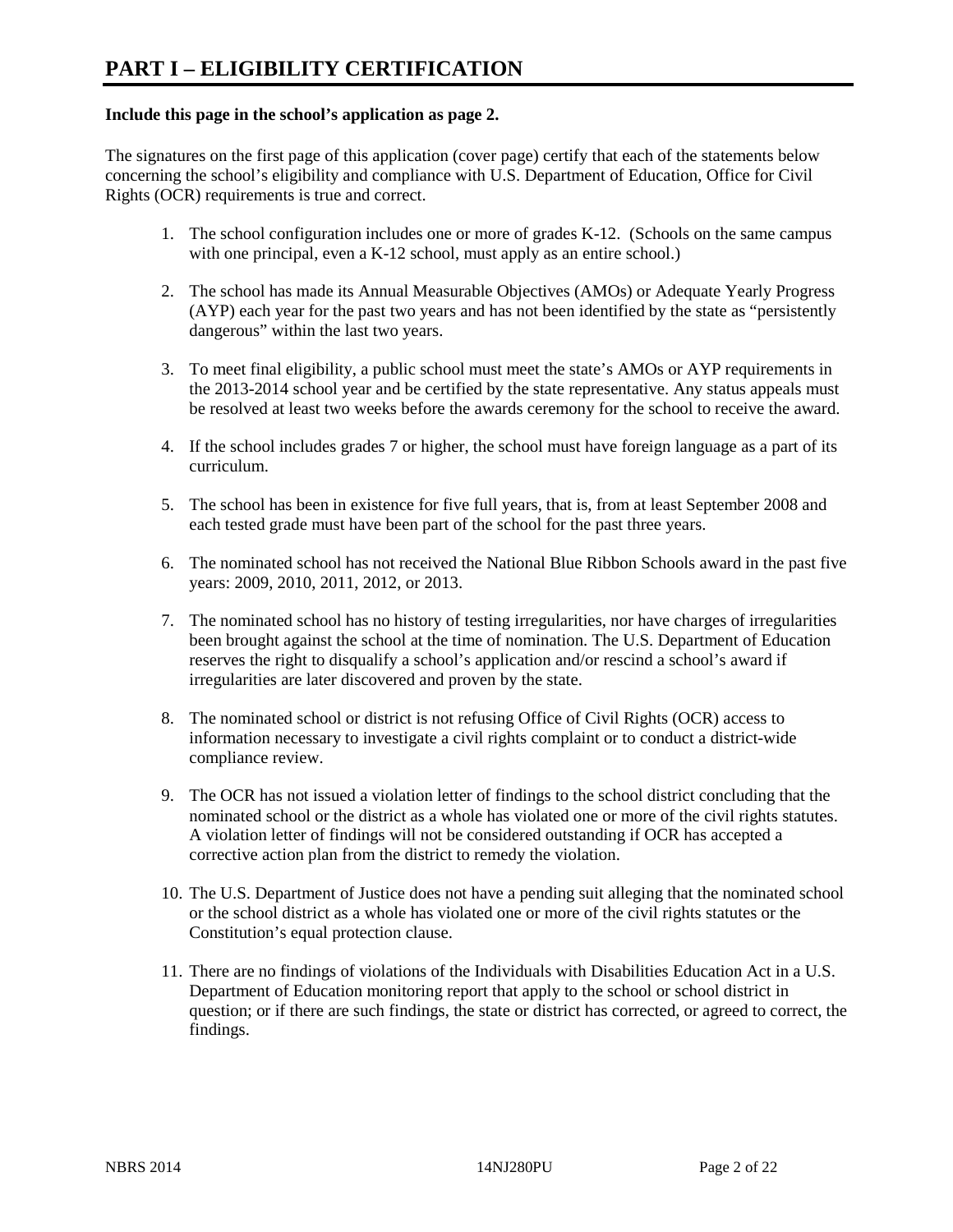# PART I – ELIGIBILITY CERTIFICATION

**Include this page in the school's application as page 2.**

The signatures on the first page of this application (cover page) certify that each of the statements below concerning the school's eligibility and compliance with U.S. Department of Education, Office for Civil Rights (OCR) requirements is true and correct.

1. The school configuration includes one or more of grades K-12. (Schools on the same campus with one principal, even a K-12 school, must apply as an entire school.)

2. The school has made its Annual Measurable Objectives (AMOs) or Adequate Yearly Progress (AYP) each year for the past two years and has not been identified by the state as "persistently dangerous" within the last two years.

3. To meet final eligibility, a public school must meet the state's AMOs or AYP requirements in the 2013-2014 school year and be certified by the state representative. Any status appeals must be resolved at least two weeks before the awards ceremony for the school to receive the award.

4. If the school includes grades 7 or higher, the school must have foreign language as a part of its curriculum.

5. The school has been in existence for five full years, that is, from at least September 2008 and each tested grade must have been part of the school for the past three years.

6. The nominated school has not received the National Blue Ribbon Schools award in the past five years: 2009, 2010, 2011, 2012, or 2013.

7. The nominated school has no history of testing irregularities, nor have charges of irregularities been brought against the school at the time of nomination. The U.S. Department of Education reserves the right to disqualify a school's application and/or rescind a school's award if irregularities are later discovered and proven by the state.

8. The nominated school or district is not refusing Office of Civil Rights (OCR) access to information necessary to investigate a civil rights complaint or to conduct a district-wide compliance review.

9. The OCR has not issued a violation letter of findings to the school district concluding that the nominated school or the district as a whole has violated one or more of the civil rights statutes. A violation letter of findings will not be considered outstanding if OCR has accepted a corrective action plan from the district to remedy the violation.

10. The U.S. Department of Justice does not have a pending suit alleging that the nominated school or the school district as a whole has violated one or more of the civil rights statutes or the Constitution's equal protection clause.

11. There are no findings of violations of the Individuals with Disabilities Education Act in a U.S. Department of Education monitoring report that apply to the school or school district in question; or if there are such findings, the state or district has corrected, or agreed to correct, the findings.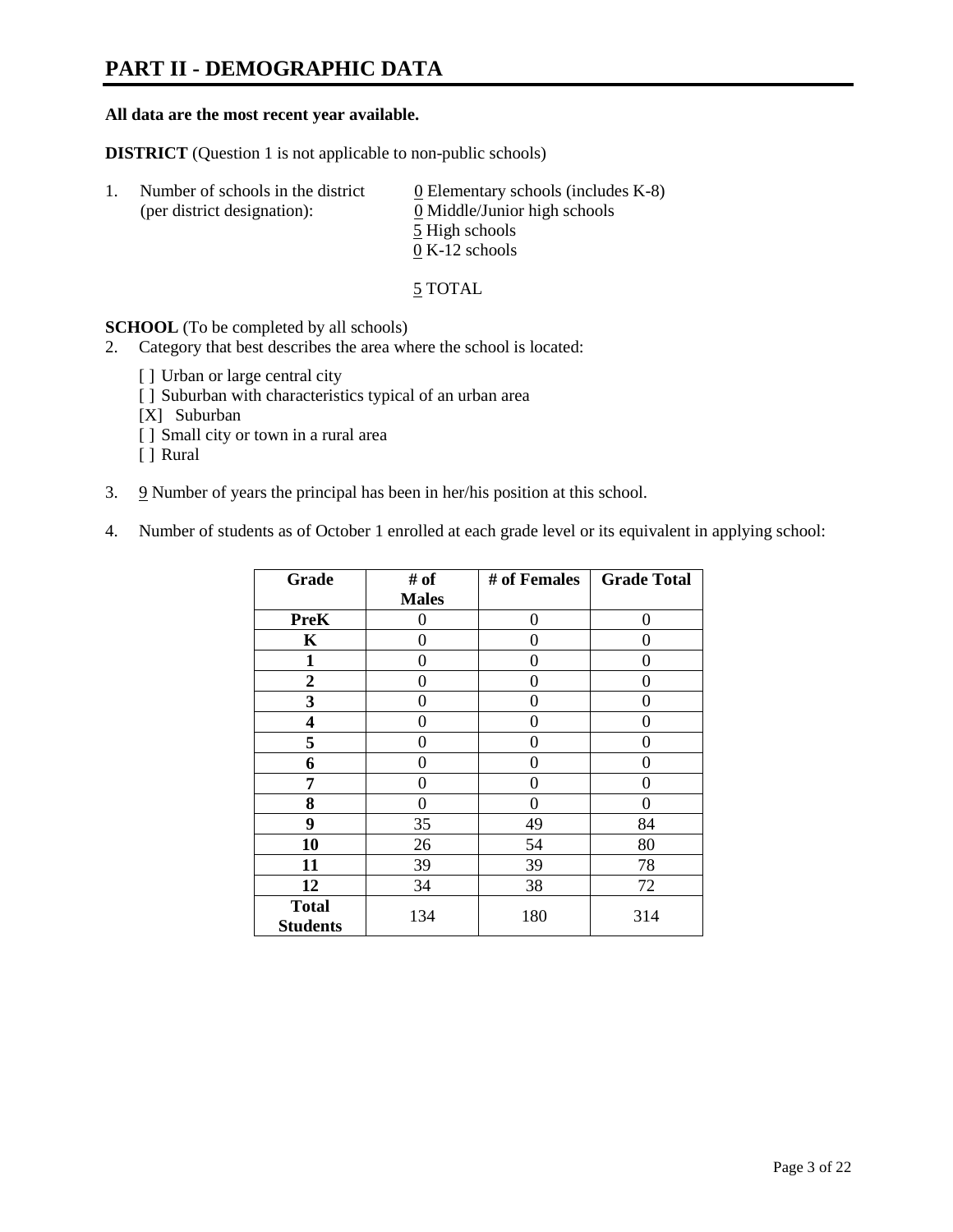# PART II - DEMOGRAPHIC DATA

**All data are the most recent year available.**

**DISTRICT** (Question 1 is not applicable to non-public schools)

1. Number of schools in the district (per district designation):
   0 Elementary schools (includes K-8)
   0 Middle/Junior high schools
   5 High schools
   0 K-12 schools

   5 TOTAL

**SCHOOL** (To be completed by all schools)

2. Category that best describes the area where the school is located:

   [ ] Urban or large central city
   [ ] Suburban with characteristics typical of an urban area
   [X] Suburban
   [ ] Small city or town in a rural area
   [ ] Rural

3. 9 Number of years the principal has been in her/his position at this school.

4. Number of students as of October 1 enrolled at each grade level or its equivalent in applying school:

| Grade | # of Males | # of Females | Grade Total |
|---|---|---|---|
| **PreK** | 0 | 0 | 0 |
| **K** | 0 | 0 | 0 |
| **1** | 0 | 0 | 0 |
| **2** | 0 | 0 | 0 |
| **3** | 0 | 0 | 0 |
| **4** | 0 | 0 | 0 |
| **5** | 0 | 0 | 0 |
| **6** | 0 | 0 | 0 |
| **7** | 0 | 0 | 0 |
| **8** | 0 | 0 | 0 |
| **9** | 35 | 49 | 84 |
| **10** | 26 | 54 | 80 |
| **11** | 39 | 39 | 78 |
| **12** | 34 | 38 | 72 |
| **Total Students** | 134 | 180 | 314 |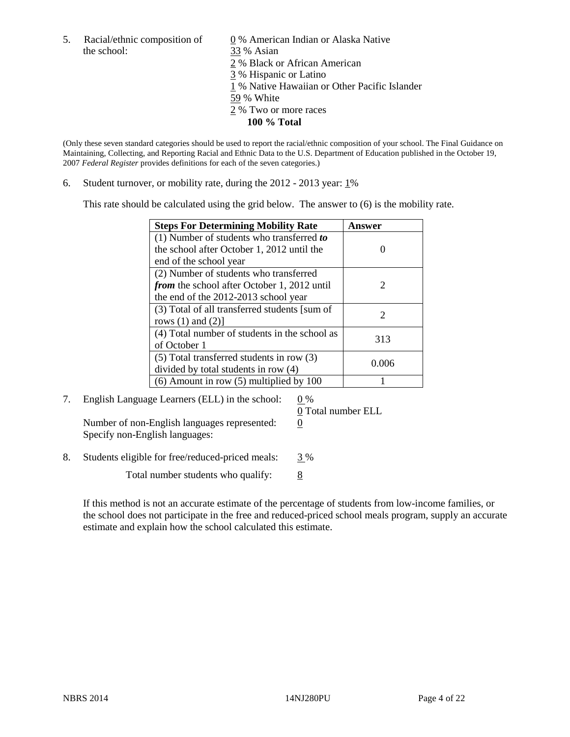5. Racial/ethnic composition of the school:

0 % American Indian or Alaska Native
33 % Asian
2 % Black or African American
3 % Hispanic or Latino
1 % Native Hawaiian or Other Pacific Islander
59 % White
2 % Two or more races
**100 % Total**

(Only these seven standard categories should be used to report the racial/ethnic composition of your school. The Final Guidance on Maintaining, Collecting, and Reporting Racial and Ethnic Data to the U.S. Department of Education published in the October 19, 2007 *Federal Register* provides definitions for each of the seven categories.)

6. Student turnover, or mobility rate, during the 2012 - 2013 year: 1%

This rate should be calculated using the grid below. The answer to (6) is the mobility rate.

| **Steps For Determining Mobility Rate** | **Answer** |
|---|---|
| (1) Number of students who transferred ***to*** the school after October 1, 2012 until the end of the school year | 0 |
| (2) Number of students who transferred ***from*** the school after October 1, 2012 until the end of the 2012-2013 school year | 2 |
| (3) Total of all transferred students [sum of rows (1) and (2)] | 2 |
| (4) Total number of students in the school as of October 1 | 313 |
| (5) Total transferred students in row (3) divided by total students in row (4) | 0.006 |
| (6) Amount in row (5) multiplied by 100 | 1 |

7. English Language Learners (ELL) in the school: 0 %

0 Total number ELL

Number of non-English languages represented: 0

Specify non-English languages:

8. Students eligible for free/reduced-priced meals: 3 %

Total number students who qualify: 8

If this method is not an accurate estimate of the percentage of students from low-income families, or the school does not participate in the free and reduced-priced school meals program, supply an accurate estimate and explain how the school calculated this estimate.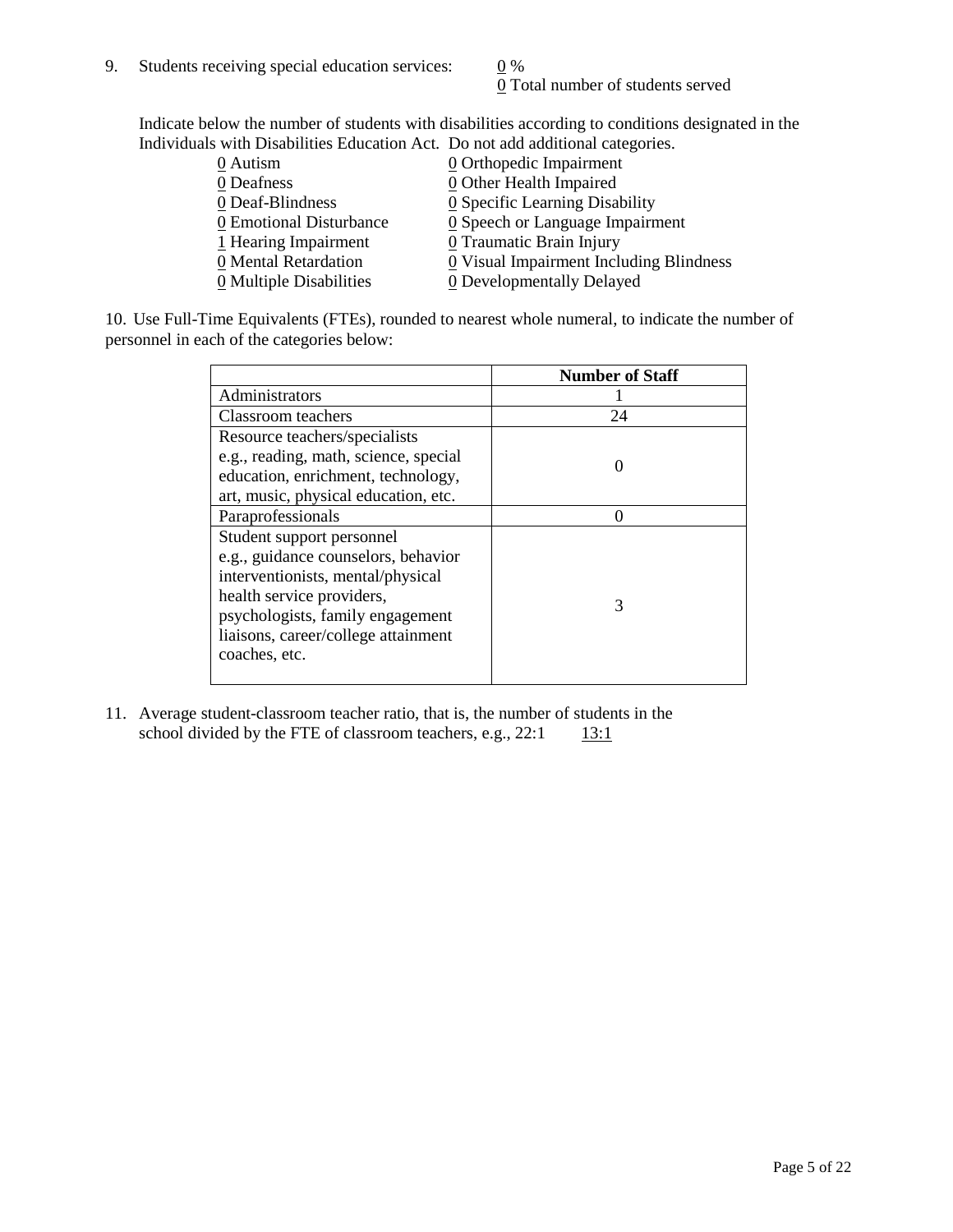9. Students receiving special education services: 0 %
0 Total number of students served

Indicate below the number of students with disabilities according to conditions designated in the Individuals with Disabilities Education Act. Do not add additional categories.

| | |
|---|---|
| 0 Autism | 0 Orthopedic Impairment |
| 0 Deafness | 0 Other Health Impaired |
| 0 Deaf-Blindness | 0 Specific Learning Disability |
| 0 Emotional Disturbance | 0 Speech or Language Impairment |
| 1 Hearing Impairment | 0 Traumatic Brain Injury |
| 0 Mental Retardation | 0 Visual Impairment Including Blindness |
| 0 Multiple Disabilities | 0 Developmentally Delayed |

10. Use Full-Time Equivalents (FTEs), rounded to nearest whole numeral, to indicate the number of personnel in each of the categories below:

| | Number of Staff |
|---|---|
| Administrators | 1 |
| Classroom teachers | 24 |
| Resource teachers/specialists e.g., reading, math, science, special education, enrichment, technology, art, music, physical education, etc. | 0 |
| Paraprofessionals | 0 |
| Student support personnel e.g., guidance counselors, behavior interventionists, mental/physical health service providers, psychologists, family engagement liaisons, career/college attainment coaches, etc. | 3 |

11. Average student-classroom teacher ratio, that is, the number of students in the school divided by the FTE of classroom teachers, e.g., 22:1 13:1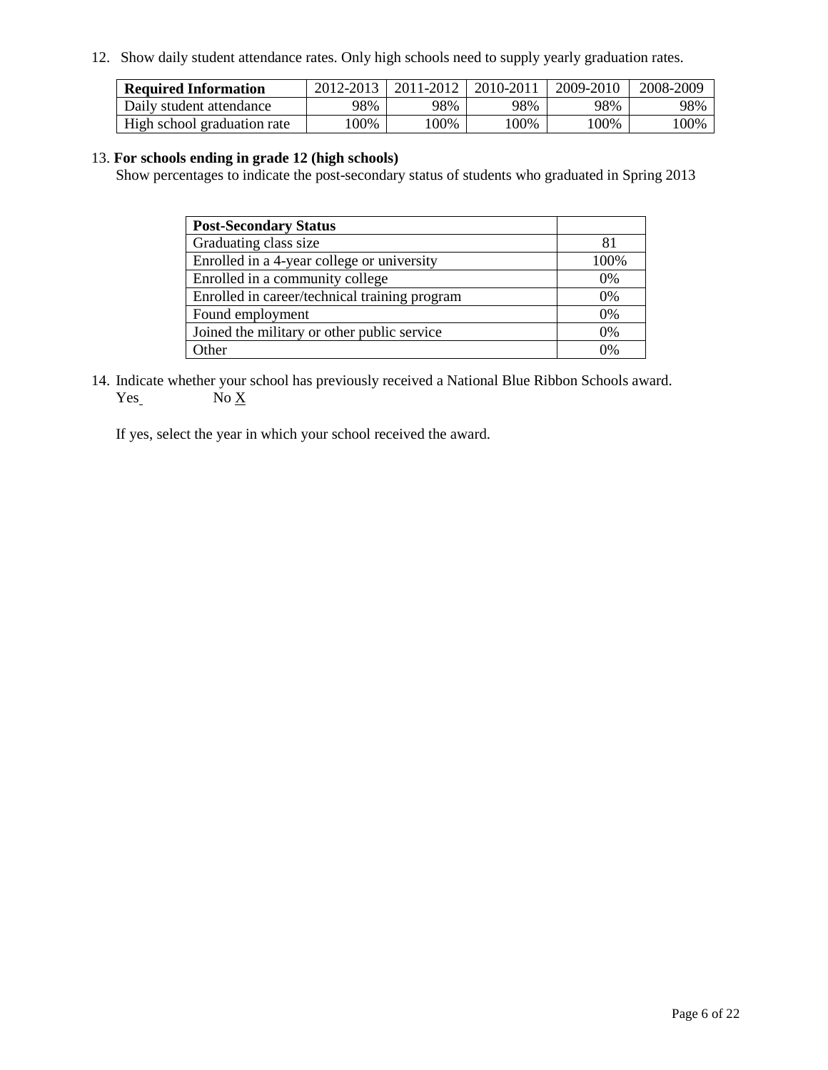12. Show daily student attendance rates. Only high schools need to supply yearly graduation rates.

| Required Information | 2012-2013 | 2011-2012 | 2010-2011 | 2009-2010 | 2008-2009 |
|---|---|---|---|---|---|
| Daily student attendance | 98% | 98% | 98% | 98% | 98% |
| High school graduation rate | 100% | 100% | 100% | 100% | 100% |

13. **For schools ending in grade 12 (high schools)**
Show percentages to indicate the post-secondary status of students who graduated in Spring 2013

| Post-Secondary Status | |
|---|---|
| Graduating class size | 81 |
| Enrolled in a 4-year college or university | 100% |
| Enrolled in a community college | 0% |
| Enrolled in career/technical training program | 0% |
| Found employment | 0% |
| Joined the military or other public service | 0% |
| Other | 0% |

14. Indicate whether your school has previously received a National Blue Ribbon Schools award.
Yes No X

If yes, select the year in which your school received the award.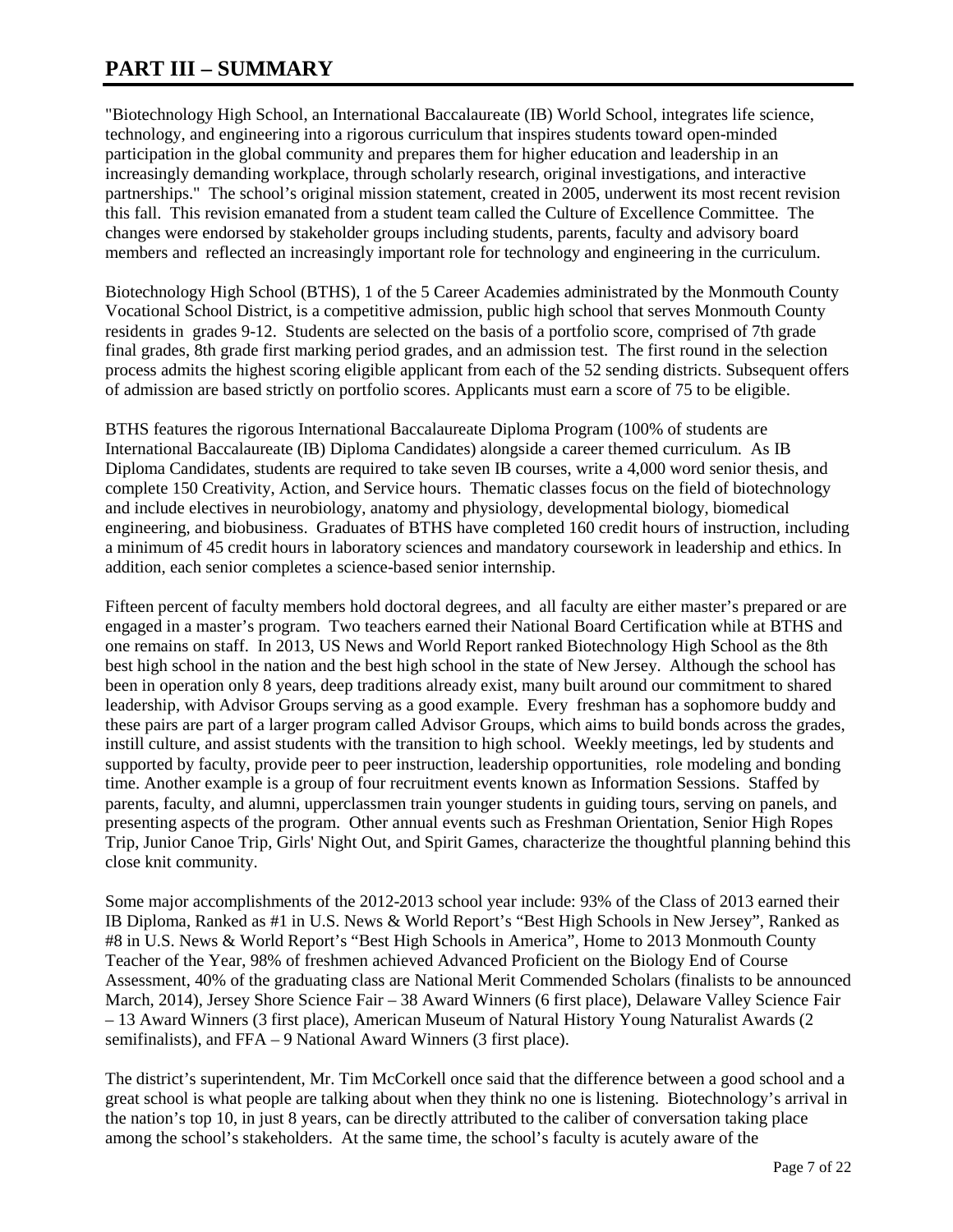# PART III – SUMMARY

"Biotechnology High School, an International Baccalaureate (IB) World School, integrates life science, technology, and engineering into a rigorous curriculum that inspires students toward open-minded participation in the global community and prepares them for higher education and leadership in an increasingly demanding workplace, through scholarly research, original investigations, and interactive partnerships." The school's original mission statement, created in 2005, underwent its most recent revision this fall. This revision emanated from a student team called the Culture of Excellence Committee. The changes were endorsed by stakeholder groups including students, parents, faculty and advisory board members and reflected an increasingly important role for technology and engineering in the curriculum.

Biotechnology High School (BTHS), 1 of the 5 Career Academies administrated by the Monmouth County Vocational School District, is a competitive admission, public high school that serves Monmouth County residents in grades 9-12. Students are selected on the basis of a portfolio score, comprised of 7th grade final grades, 8th grade first marking period grades, and an admission test. The first round in the selection process admits the highest scoring eligible applicant from each of the 52 sending districts. Subsequent offers of admission are based strictly on portfolio scores. Applicants must earn a score of 75 to be eligible.

BTHS features the rigorous International Baccalaureate Diploma Program (100% of students are International Baccalaureate (IB) Diploma Candidates) alongside a career themed curriculum. As IB Diploma Candidates, students are required to take seven IB courses, write a 4,000 word senior thesis, and complete 150 Creativity, Action, and Service hours. Thematic classes focus on the field of biotechnology and include electives in neurobiology, anatomy and physiology, developmental biology, biomedical engineering, and biobusiness. Graduates of BTHS have completed 160 credit hours of instruction, including a minimum of 45 credit hours in laboratory sciences and mandatory coursework in leadership and ethics. In addition, each senior completes a science-based senior internship.

Fifteen percent of faculty members hold doctoral degrees, and all faculty are either master's prepared or are engaged in a master's program. Two teachers earned their National Board Certification while at BTHS and one remains on staff. In 2013, US News and World Report ranked Biotechnology High School as the 8th best high school in the nation and the best high school in the state of New Jersey. Although the school has been in operation only 8 years, deep traditions already exist, many built around our commitment to shared leadership, with Advisor Groups serving as a good example. Every freshman has a sophomore buddy and these pairs are part of a larger program called Advisor Groups, which aims to build bonds across the grades, instill culture, and assist students with the transition to high school. Weekly meetings, led by students and supported by faculty, provide peer to peer instruction, leadership opportunities, role modeling and bonding time. Another example is a group of four recruitment events known as Information Sessions. Staffed by parents, faculty, and alumni, upperclassmen train younger students in guiding tours, serving on panels, and presenting aspects of the program. Other annual events such as Freshman Orientation, Senior High Ropes Trip, Junior Canoe Trip, Girls' Night Out, and Spirit Games, characterize the thoughtful planning behind this close knit community.

Some major accomplishments of the 2012-2013 school year include: 93% of the Class of 2013 earned their IB Diploma, Ranked as #1 in U.S. News & World Report's "Best High Schools in New Jersey", Ranked as #8 in U.S. News & World Report's "Best High Schools in America", Home to 2013 Monmouth County Teacher of the Year, 98% of freshmen achieved Advanced Proficient on the Biology End of Course Assessment, 40% of the graduating class are National Merit Commended Scholars (finalists to be announced March, 2014), Jersey Shore Science Fair – 38 Award Winners (6 first place), Delaware Valley Science Fair – 13 Award Winners (3 first place), American Museum of Natural History Young Naturalist Awards (2 semifinalists), and FFA – 9 National Award Winners (3 first place).

The district's superintendent, Mr. Tim McCorkell once said that the difference between a good school and a great school is what people are talking about when they think no one is listening. Biotechnology's arrival in the nation's top 10, in just 8 years, can be directly attributed to the caliber of conversation taking place among the school's stakeholders. At the same time, the school's faculty is acutely aware of the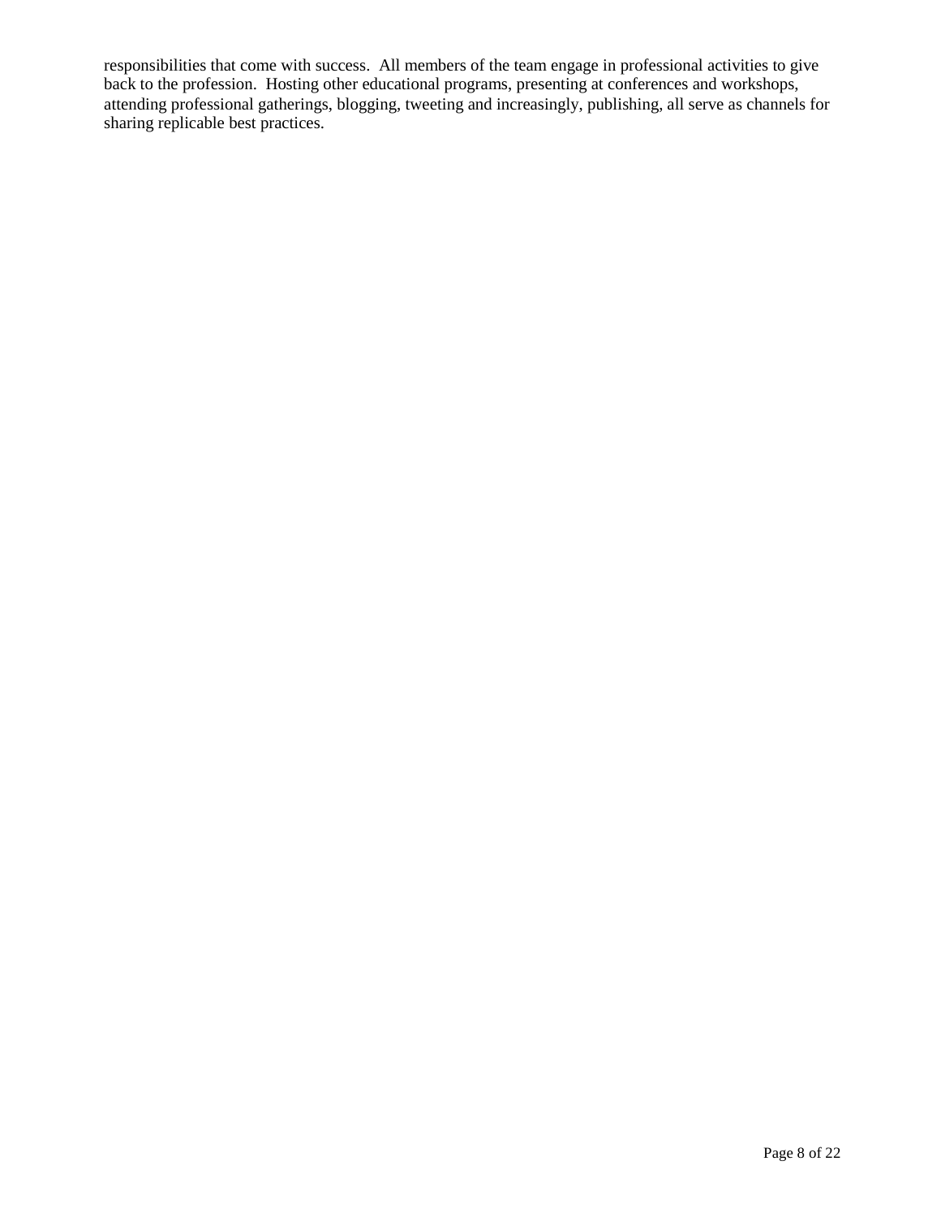responsibilities that come with success.  All members of the team engage in professional activities to give back to the profession.  Hosting other educational programs, presenting at conferences and workshops, attending professional gatherings, blogging, tweeting and increasingly, publishing, all serve as channels for sharing replicable best practices.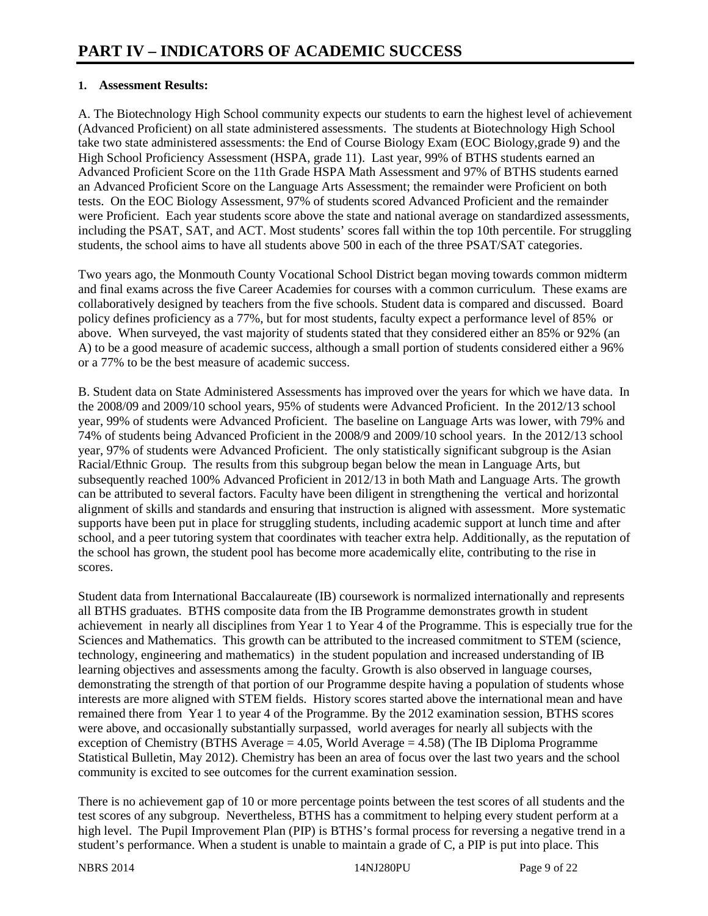# PART IV – INDICATORS OF ACADEMIC SUCCESS

**1. Assessment Results:**

A. The Biotechnology High School community expects our students to earn the highest level of achievement (Advanced Proficient) on all state administered assessments. The students at Biotechnology High School take two state administered assessments: the End of Course Biology Exam (EOC Biology,grade 9) and the High School Proficiency Assessment (HSPA, grade 11). Last year, 99% of BTHS students earned an Advanced Proficient Score on the 11th Grade HSPA Math Assessment and 97% of BTHS students earned an Advanced Proficient Score on the Language Arts Assessment; the remainder were Proficient on both tests. On the EOC Biology Assessment, 97% of students scored Advanced Proficient and the remainder were Proficient. Each year students score above the state and national average on standardized assessments, including the PSAT, SAT, and ACT. Most students' scores fall within the top 10th percentile. For struggling students, the school aims to have all students above 500 in each of the three PSAT/SAT categories.

Two years ago, the Monmouth County Vocational School District began moving towards common midterm and final exams across the five Career Academies for courses with a common curriculum. These exams are collaboratively designed by teachers from the five schools. Student data is compared and discussed. Board policy defines proficiency as a 77%, but for most students, faculty expect a performance level of 85% or above. When surveyed, the vast majority of students stated that they considered either an 85% or 92% (an A) to be a good measure of academic success, although a small portion of students considered either a 96% or a 77% to be the best measure of academic success.

B. Student data on State Administered Assessments has improved over the years for which we have data. In the 2008/09 and 2009/10 school years, 95% of students were Advanced Proficient. In the 2012/13 school year, 99% of students were Advanced Proficient. The baseline on Language Arts was lower, with 79% and 74% of students being Advanced Proficient in the 2008/9 and 2009/10 school years. In the 2012/13 school year, 97% of students were Advanced Proficient. The only statistically significant subgroup is the Asian Racial/Ethnic Group. The results from this subgroup began below the mean in Language Arts, but subsequently reached 100% Advanced Proficient in 2012/13 in both Math and Language Arts. The growth can be attributed to several factors. Faculty have been diligent in strengthening the vertical and horizontal alignment of skills and standards and ensuring that instruction is aligned with assessment. More systematic supports have been put in place for struggling students, including academic support at lunch time and after school, and a peer tutoring system that coordinates with teacher extra help. Additionally, as the reputation of the school has grown, the student pool has become more academically elite, contributing to the rise in scores.

Student data from International Baccalaureate (IB) coursework is normalized internationally and represents all BTHS graduates. BTHS composite data from the IB Programme demonstrates growth in student achievement in nearly all disciplines from Year 1 to Year 4 of the Programme. This is especially true for the Sciences and Mathematics. This growth can be attributed to the increased commitment to STEM (science, technology, engineering and mathematics) in the student population and increased understanding of IB learning objectives and assessments among the faculty. Growth is also observed in language courses, demonstrating the strength of that portion of our Programme despite having a population of students whose interests are more aligned with STEM fields. History scores started above the international mean and have remained there from Year 1 to year 4 of the Programme. By the 2012 examination session, BTHS scores were above, and occasionally substantially surpassed, world averages for nearly all subjects with the exception of Chemistry (BTHS Average = 4.05, World Average = 4.58) (The IB Diploma Programme Statistical Bulletin, May 2012). Chemistry has been an area of focus over the last two years and the school community is excited to see outcomes for the current examination session.

There is no achievement gap of 10 or more percentage points between the test scores of all students and the test scores of any subgroup. Nevertheless, BTHS has a commitment to helping every student perform at a high level. The Pupil Improvement Plan (PIP) is BTHS's formal process for reversing a negative trend in a student's performance. When a student is unable to maintain a grade of C, a PIP is put into place. This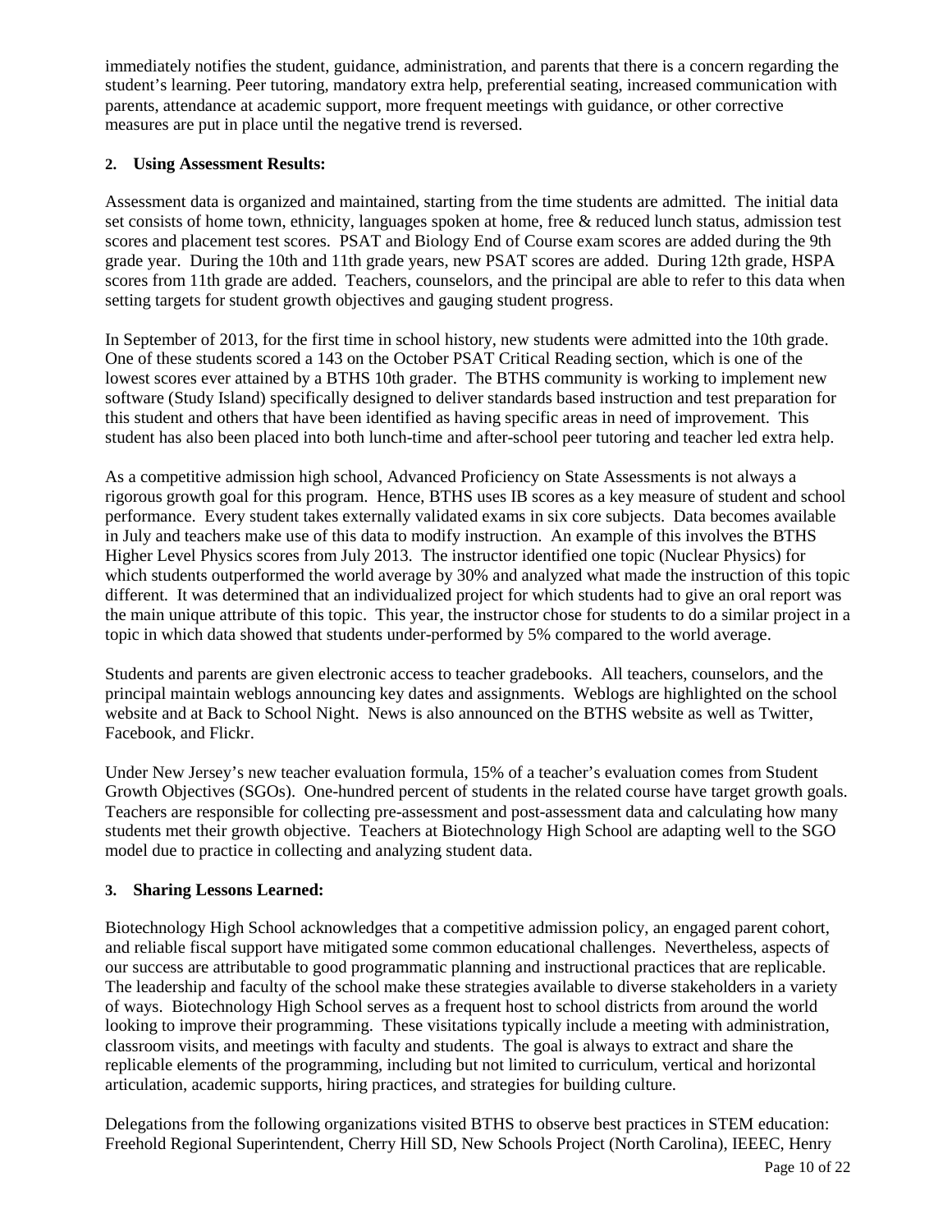immediately notifies the student, guidance, administration, and parents that there is a concern regarding the student's learning. Peer tutoring, mandatory extra help, preferential seating, increased communication with parents, attendance at academic support, more frequent meetings with guidance, or other corrective measures are put in place until the negative trend is reversed.

**2. Using Assessment Results:**

Assessment data is organized and maintained, starting from the time students are admitted. The initial data set consists of home town, ethnicity, languages spoken at home, free & reduced lunch status, admission test scores and placement test scores. PSAT and Biology End of Course exam scores are added during the 9th grade year. During the 10th and 11th grade years, new PSAT scores are added. During 12th grade, HSPA scores from 11th grade are added. Teachers, counselors, and the principal are able to refer to this data when setting targets for student growth objectives and gauging student progress.

In September of 2013, for the first time in school history, new students were admitted into the 10th grade. One of these students scored a 143 on the October PSAT Critical Reading section, which is one of the lowest scores ever attained by a BTHS 10th grader. The BTHS community is working to implement new software (Study Island) specifically designed to deliver standards based instruction and test preparation for this student and others that have been identified as having specific areas in need of improvement. This student has also been placed into both lunch-time and after-school peer tutoring and teacher led extra help.

As a competitive admission high school, Advanced Proficiency on State Assessments is not always a rigorous growth goal for this program. Hence, BTHS uses IB scores as a key measure of student and school performance. Every student takes externally validated exams in six core subjects. Data becomes available in July and teachers make use of this data to modify instruction. An example of this involves the BTHS Higher Level Physics scores from July 2013. The instructor identified one topic (Nuclear Physics) for which students outperformed the world average by 30% and analyzed what made the instruction of this topic different. It was determined that an individualized project for which students had to give an oral report was the main unique attribute of this topic. This year, the instructor chose for students to do a similar project in a topic in which data showed that students under-performed by 5% compared to the world average.

Students and parents are given electronic access to teacher gradebooks. All teachers, counselors, and the principal maintain weblogs announcing key dates and assignments. Weblogs are highlighted on the school website and at Back to School Night. News is also announced on the BTHS website as well as Twitter, Facebook, and Flickr.

Under New Jersey's new teacher evaluation formula, 15% of a teacher's evaluation comes from Student Growth Objectives (SGOs). One-hundred percent of students in the related course have target growth goals. Teachers are responsible for collecting pre-assessment and post-assessment data and calculating how many students met their growth objective. Teachers at Biotechnology High School are adapting well to the SGO model due to practice in collecting and analyzing student data.

**3. Sharing Lessons Learned:**

Biotechnology High School acknowledges that a competitive admission policy, an engaged parent cohort, and reliable fiscal support have mitigated some common educational challenges. Nevertheless, aspects of our success are attributable to good programmatic planning and instructional practices that are replicable. The leadership and faculty of the school make these strategies available to diverse stakeholders in a variety of ways. Biotechnology High School serves as a frequent host to school districts from around the world looking to improve their programming. These visitations typically include a meeting with administration, classroom visits, and meetings with faculty and students. The goal is always to extract and share the replicable elements of the programming, including but not limited to curriculum, vertical and horizontal articulation, academic supports, hiring practices, and strategies for building culture.

Delegations from the following organizations visited BTHS to observe best practices in STEM education: Freehold Regional Superintendent, Cherry Hill SD, New Schools Project (North Carolina), IEEEC, Henry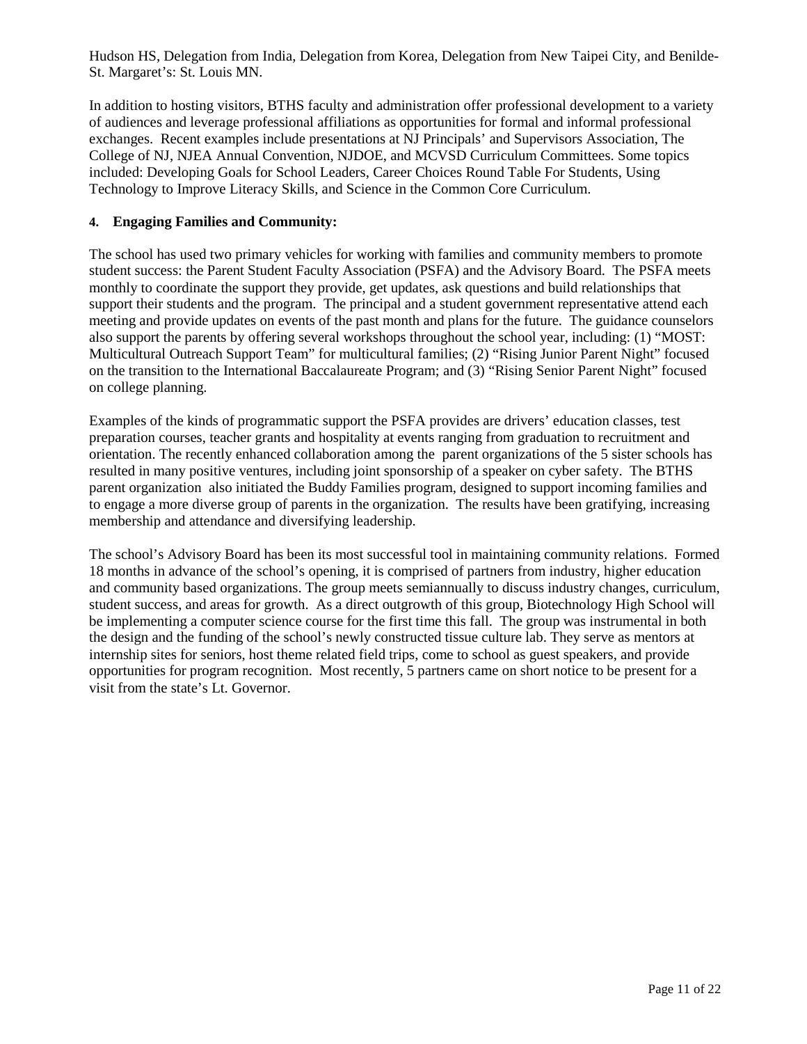Hudson HS, Delegation from India, Delegation from Korea, Delegation from New Taipei City, and Benilde-St. Margaret's: St. Louis MN.

In addition to hosting visitors, BTHS faculty and administration offer professional development to a variety of audiences and leverage professional affiliations as opportunities for formal and informal professional exchanges. Recent examples include presentations at NJ Principals' and Supervisors Association, The College of NJ, NJEA Annual Convention, NJDOE, and MCVSD Curriculum Committees. Some topics included: Developing Goals for School Leaders, Career Choices Round Table For Students, Using Technology to Improve Literacy Skills, and Science in the Common Core Curriculum.

**4. Engaging Families and Community:**

The school has used two primary vehicles for working with families and community members to promote student success: the Parent Student Faculty Association (PSFA) and the Advisory Board. The PSFA meets monthly to coordinate the support they provide, get updates, ask questions and build relationships that support their students and the program. The principal and a student government representative attend each meeting and provide updates on events of the past month and plans for the future. The guidance counselors also support the parents by offering several workshops throughout the school year, including: (1) "MOST: Multicultural Outreach Support Team" for multicultural families; (2) "Rising Junior Parent Night" focused on the transition to the International Baccalaureate Program; and (3) "Rising Senior Parent Night" focused on college planning.

Examples of the kinds of programmatic support the PSFA provides are drivers' education classes, test preparation courses, teacher grants and hospitality at events ranging from graduation to recruitment and orientation. The recently enhanced collaboration among the parent organizations of the 5 sister schools has resulted in many positive ventures, including joint sponsorship of a speaker on cyber safety. The BTHS parent organization also initiated the Buddy Families program, designed to support incoming families and to engage a more diverse group of parents in the organization. The results have been gratifying, increasing membership and attendance and diversifying leadership.

The school's Advisory Board has been its most successful tool in maintaining community relations. Formed 18 months in advance of the school's opening, it is comprised of partners from industry, higher education and community based organizations. The group meets semiannually to discuss industry changes, curriculum, student success, and areas for growth. As a direct outgrowth of this group, Biotechnology High School will be implementing a computer science course for the first time this fall. The group was instrumental in both the design and the funding of the school's newly constructed tissue culture lab. They serve as mentors at internship sites for seniors, host theme related field trips, come to school as guest speakers, and provide opportunities for program recognition. Most recently, 5 partners came on short notice to be present for a visit from the state's Lt. Governor.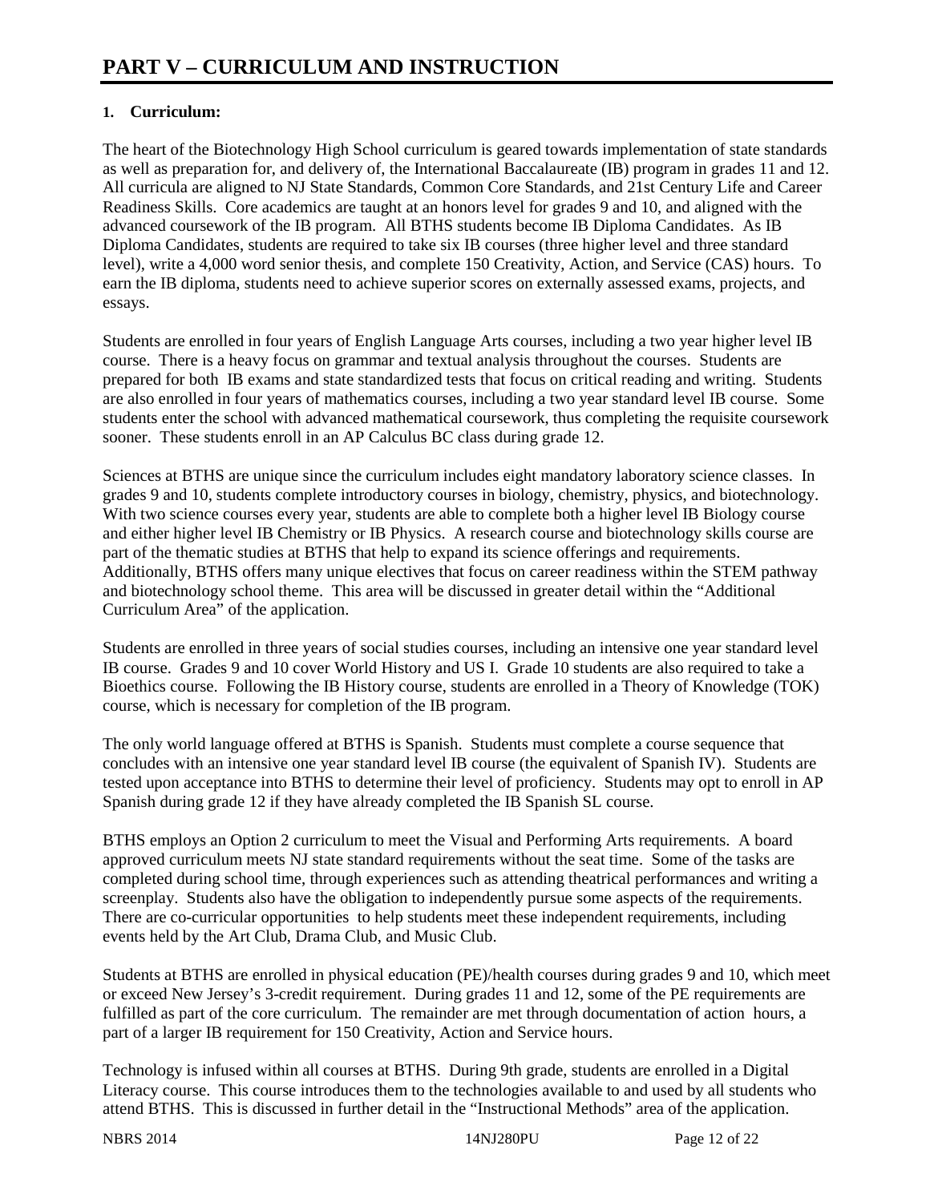# PART V – CURRICULUM AND INSTRUCTION

**1. Curriculum:**

The heart of the Biotechnology High School curriculum is geared towards implementation of state standards as well as preparation for, and delivery of, the International Baccalaureate (IB) program in grades 11 and 12. All curricula are aligned to NJ State Standards, Common Core Standards, and 21st Century Life and Career Readiness Skills. Core academics are taught at an honors level for grades 9 and 10, and aligned with the advanced coursework of the IB program. All BTHS students become IB Diploma Candidates. As IB Diploma Candidates, students are required to take six IB courses (three higher level and three standard level), write a 4,000 word senior thesis, and complete 150 Creativity, Action, and Service (CAS) hours. To earn the IB diploma, students need to achieve superior scores on externally assessed exams, projects, and essays.

Students are enrolled in four years of English Language Arts courses, including a two year higher level IB course. There is a heavy focus on grammar and textual analysis throughout the courses. Students are prepared for both IB exams and state standardized tests that focus on critical reading and writing. Students are also enrolled in four years of mathematics courses, including a two year standard level IB course. Some students enter the school with advanced mathematical coursework, thus completing the requisite coursework sooner. These students enroll in an AP Calculus BC class during grade 12.

Sciences at BTHS are unique since the curriculum includes eight mandatory laboratory science classes. In grades 9 and 10, students complete introductory courses in biology, chemistry, physics, and biotechnology. With two science courses every year, students are able to complete both a higher level IB Biology course and either higher level IB Chemistry or IB Physics. A research course and biotechnology skills course are part of the thematic studies at BTHS that help to expand its science offerings and requirements. Additionally, BTHS offers many unique electives that focus on career readiness within the STEM pathway and biotechnology school theme. This area will be discussed in greater detail within the "Additional Curriculum Area" of the application.

Students are enrolled in three years of social studies courses, including an intensive one year standard level IB course. Grades 9 and 10 cover World History and US I. Grade 10 students are also required to take a Bioethics course. Following the IB History course, students are enrolled in a Theory of Knowledge (TOK) course, which is necessary for completion of the IB program.

The only world language offered at BTHS is Spanish. Students must complete a course sequence that concludes with an intensive one year standard level IB course (the equivalent of Spanish IV). Students are tested upon acceptance into BTHS to determine their level of proficiency. Students may opt to enroll in AP Spanish during grade 12 if they have already completed the IB Spanish SL course.

BTHS employs an Option 2 curriculum to meet the Visual and Performing Arts requirements. A board approved curriculum meets NJ state standard requirements without the seat time. Some of the tasks are completed during school time, through experiences such as attending theatrical performances and writing a screenplay. Students also have the obligation to independently pursue some aspects of the requirements. There are co-curricular opportunities to help students meet these independent requirements, including events held by the Art Club, Drama Club, and Music Club.

Students at BTHS are enrolled in physical education (PE)/health courses during grades 9 and 10, which meet or exceed New Jersey's 3-credit requirement. During grades 11 and 12, some of the PE requirements are fulfilled as part of the core curriculum. The remainder are met through documentation of action hours, a part of a larger IB requirement for 150 Creativity, Action and Service hours.

Technology is infused within all courses at BTHS. During 9th grade, students are enrolled in a Digital Literacy course. This course introduces them to the technologies available to and used by all students who attend BTHS. This is discussed in further detail in the "Instructional Methods" area of the application.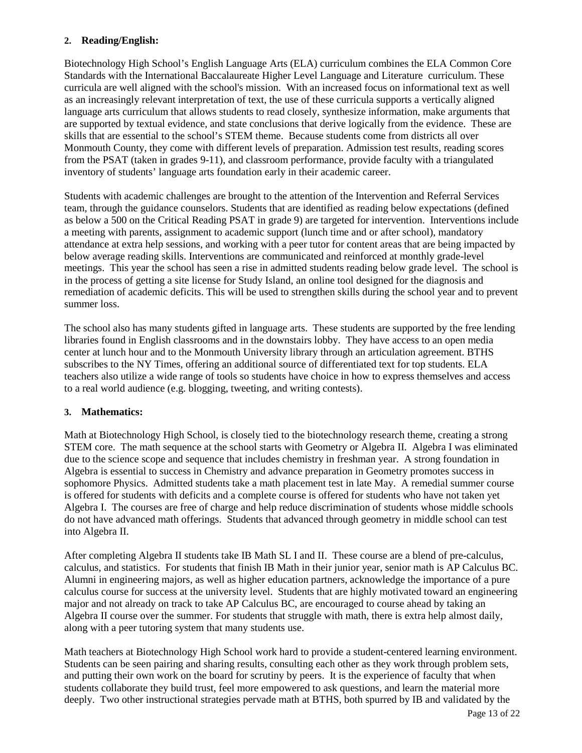**2. Reading/English:**

Biotechnology High School's English Language Arts (ELA) curriculum combines the ELA Common Core Standards with the International Baccalaureate Higher Level Language and Literature curriculum. These curricula are well aligned with the school's mission. With an increased focus on informational text as well as an increasingly relevant interpretation of text, the use of these curricula supports a vertically aligned language arts curriculum that allows students to read closely, synthesize information, make arguments that are supported by textual evidence, and state conclusions that derive logically from the evidence. These are skills that are essential to the school's STEM theme. Because students come from districts all over Monmouth County, they come with different levels of preparation. Admission test results, reading scores from the PSAT (taken in grades 9-11), and classroom performance, provide faculty with a triangulated inventory of students' language arts foundation early in their academic career.

Students with academic challenges are brought to the attention of the Intervention and Referral Services team, through the guidance counselors. Students that are identified as reading below expectations (defined as below a 500 on the Critical Reading PSAT in grade 9) are targeted for intervention. Interventions include a meeting with parents, assignment to academic support (lunch time and or after school), mandatory attendance at extra help sessions, and working with a peer tutor for content areas that are being impacted by below average reading skills. Interventions are communicated and reinforced at monthly grade-level meetings. This year the school has seen a rise in admitted students reading below grade level. The school is in the process of getting a site license for Study Island, an online tool designed for the diagnosis and remediation of academic deficits. This will be used to strengthen skills during the school year and to prevent summer loss.

The school also has many students gifted in language arts. These students are supported by the free lending libraries found in English classrooms and in the downstairs lobby. They have access to an open media center at lunch hour and to the Monmouth University library through an articulation agreement. BTHS subscribes to the NY Times, offering an additional source of differentiated text for top students. ELA teachers also utilize a wide range of tools so students have choice in how to express themselves and access to a real world audience (e.g. blogging, tweeting, and writing contests).

**3. Mathematics:**

Math at Biotechnology High School, is closely tied to the biotechnology research theme, creating a strong STEM core. The math sequence at the school starts with Geometry or Algebra II. Algebra I was eliminated due to the science scope and sequence that includes chemistry in freshman year. A strong foundation in Algebra is essential to success in Chemistry and advance preparation in Geometry promotes success in sophomore Physics. Admitted students take a math placement test in late May. A remedial summer course is offered for students with deficits and a complete course is offered for students who have not taken yet Algebra I. The courses are free of charge and help reduce discrimination of students whose middle schools do not have advanced math offerings. Students that advanced through geometry in middle school can test into Algebra II.

After completing Algebra II students take IB Math SL I and II. These course are a blend of pre-calculus, calculus, and statistics. For students that finish IB Math in their junior year, senior math is AP Calculus BC. Alumni in engineering majors, as well as higher education partners, acknowledge the importance of a pure calculus course for success at the university level. Students that are highly motivated toward an engineering major and not already on track to take AP Calculus BC, are encouraged to course ahead by taking an Algebra II course over the summer. For students that struggle with math, there is extra help almost daily, along with a peer tutoring system that many students use.

Math teachers at Biotechnology High School work hard to provide a student-centered learning environment. Students can be seen pairing and sharing results, consulting each other as they work through problem sets, and putting their own work on the board for scrutiny by peers. It is the experience of faculty that when students collaborate they build trust, feel more empowered to ask questions, and learn the material more deeply. Two other instructional strategies pervade math at BTHS, both spurred by IB and validated by the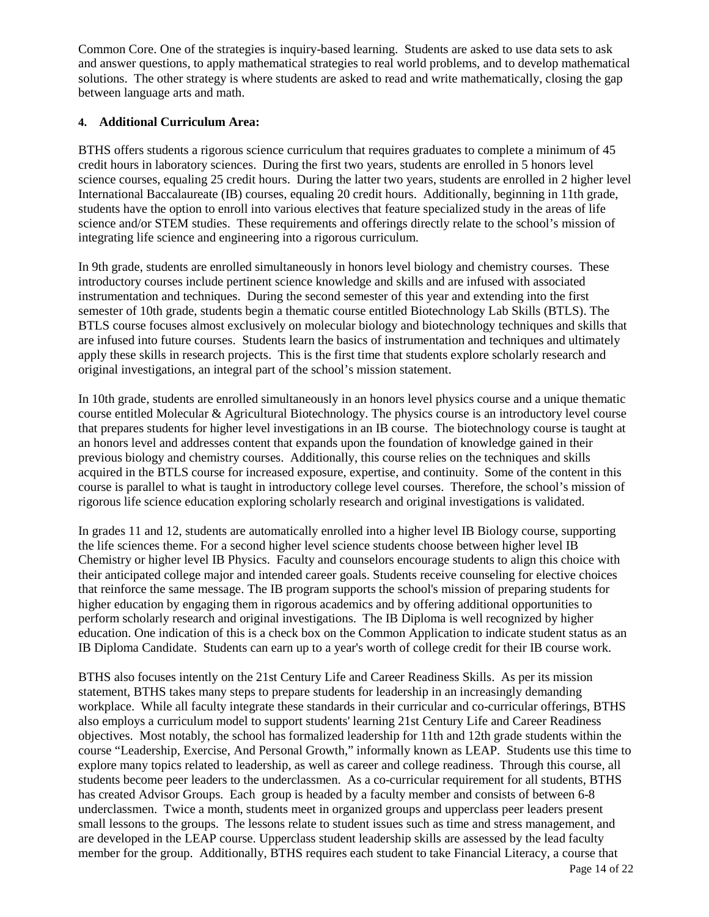Common Core. One of the strategies is inquiry-based learning. Students are asked to use data sets to ask and answer questions, to apply mathematical strategies to real world problems, and to develop mathematical solutions. The other strategy is where students are asked to read and write mathematically, closing the gap between language arts and math.

**4. Additional Curriculum Area:**

BTHS offers students a rigorous science curriculum that requires graduates to complete a minimum of 45 credit hours in laboratory sciences. During the first two years, students are enrolled in 5 honors level science courses, equaling 25 credit hours. During the latter two years, students are enrolled in 2 higher level International Baccalaureate (IB) courses, equaling 20 credit hours. Additionally, beginning in 11th grade, students have the option to enroll into various electives that feature specialized study in the areas of life science and/or STEM studies. These requirements and offerings directly relate to the school's mission of integrating life science and engineering into a rigorous curriculum.

In 9th grade, students are enrolled simultaneously in honors level biology and chemistry courses. These introductory courses include pertinent science knowledge and skills and are infused with associated instrumentation and techniques. During the second semester of this year and extending into the first semester of 10th grade, students begin a thematic course entitled Biotechnology Lab Skills (BTLS). The BTLS course focuses almost exclusively on molecular biology and biotechnology techniques and skills that are infused into future courses. Students learn the basics of instrumentation and techniques and ultimately apply these skills in research projects. This is the first time that students explore scholarly research and original investigations, an integral part of the school's mission statement.

In 10th grade, students are enrolled simultaneously in an honors level physics course and a unique thematic course entitled Molecular & Agricultural Biotechnology. The physics course is an introductory level course that prepares students for higher level investigations in an IB course. The biotechnology course is taught at an honors level and addresses content that expands upon the foundation of knowledge gained in their previous biology and chemistry courses. Additionally, this course relies on the techniques and skills acquired in the BTLS course for increased exposure, expertise, and continuity. Some of the content in this course is parallel to what is taught in introductory college level courses. Therefore, the school's mission of rigorous life science education exploring scholarly research and original investigations is validated.

In grades 11 and 12, students are automatically enrolled into a higher level IB Biology course, supporting the life sciences theme. For a second higher level science students choose between higher level IB Chemistry or higher level IB Physics. Faculty and counselors encourage students to align this choice with their anticipated college major and intended career goals. Students receive counseling for elective choices that reinforce the same message. The IB program supports the school's mission of preparing students for higher education by engaging them in rigorous academics and by offering additional opportunities to perform scholarly research and original investigations. The IB Diploma is well recognized by higher education. One indication of this is a check box on the Common Application to indicate student status as an IB Diploma Candidate. Students can earn up to a year's worth of college credit for their IB course work.

BTHS also focuses intently on the 21st Century Life and Career Readiness Skills. As per its mission statement, BTHS takes many steps to prepare students for leadership in an increasingly demanding workplace. While all faculty integrate these standards in their curricular and co-curricular offerings, BTHS also employs a curriculum model to support students' learning 21st Century Life and Career Readiness objectives. Most notably, the school has formalized leadership for 11th and 12th grade students within the course "Leadership, Exercise, And Personal Growth," informally known as LEAP. Students use this time to explore many topics related to leadership, as well as career and college readiness. Through this course, all students become peer leaders to the underclassmen. As a co-curricular requirement for all students, BTHS has created Advisor Groups. Each group is headed by a faculty member and consists of between 6-8 underclassmen. Twice a month, students meet in organized groups and upperclass peer leaders present small lessons to the groups. The lessons relate to student issues such as time and stress management, and are developed in the LEAP course. Upperclass student leadership skills are assessed by the lead faculty member for the group. Additionally, BTHS requires each student to take Financial Literacy, a course that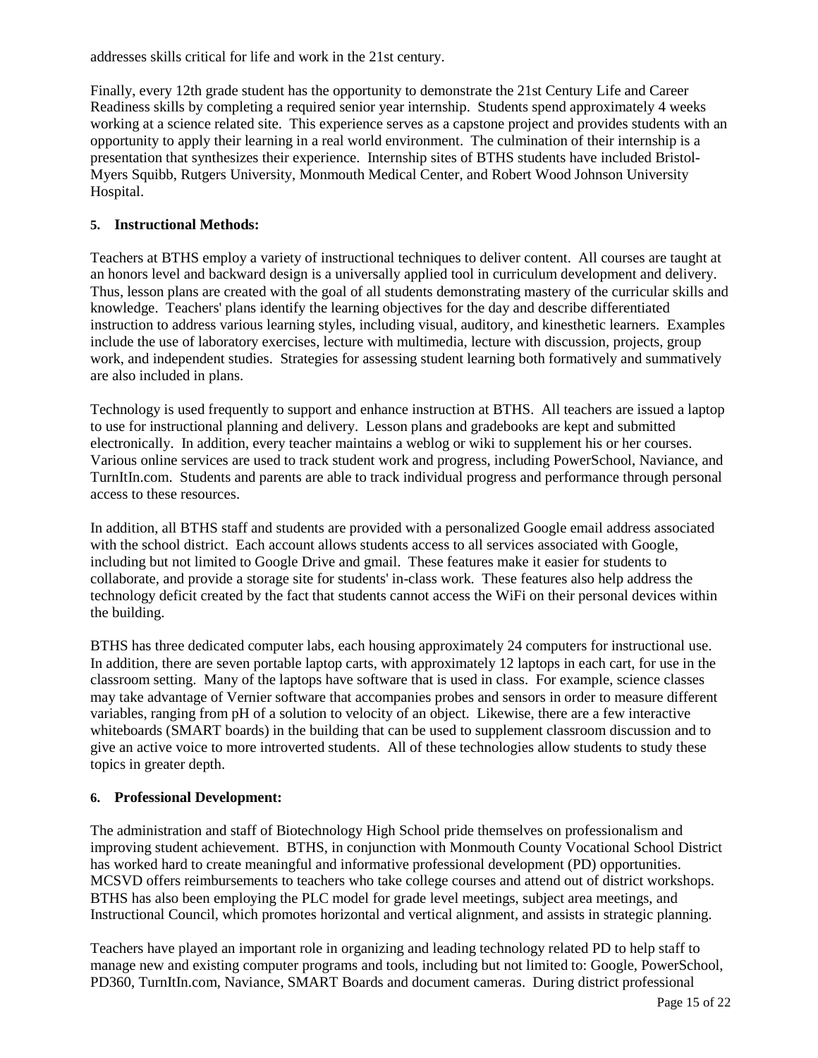addresses skills critical for life and work in the 21st century.

Finally, every 12th grade student has the opportunity to demonstrate the 21st Century Life and Career Readiness skills by completing a required senior year internship. Students spend approximately 4 weeks working at a science related site. This experience serves as a capstone project and provides students with an opportunity to apply their learning in a real world environment. The culmination of their internship is a presentation that synthesizes their experience. Internship sites of BTHS students have included Bristol-Myers Squibb, Rutgers University, Monmouth Medical Center, and Robert Wood Johnson University Hospital.

**5. Instructional Methods:**

Teachers at BTHS employ a variety of instructional techniques to deliver content. All courses are taught at an honors level and backward design is a universally applied tool in curriculum development and delivery. Thus, lesson plans are created with the goal of all students demonstrating mastery of the curricular skills and knowledge. Teachers' plans identify the learning objectives for the day and describe differentiated instruction to address various learning styles, including visual, auditory, and kinesthetic learners. Examples include the use of laboratory exercises, lecture with multimedia, lecture with discussion, projects, group work, and independent studies. Strategies for assessing student learning both formatively and summatively are also included in plans.

Technology is used frequently to support and enhance instruction at BTHS. All teachers are issued a laptop to use for instructional planning and delivery. Lesson plans and gradebooks are kept and submitted electronically. In addition, every teacher maintains a weblog or wiki to supplement his or her courses. Various online services are used to track student work and progress, including PowerSchool, Naviance, and TurnItIn.com. Students and parents are able to track individual progress and performance through personal access to these resources.

In addition, all BTHS staff and students are provided with a personalized Google email address associated with the school district. Each account allows students access to all services associated with Google, including but not limited to Google Drive and gmail. These features make it easier for students to collaborate, and provide a storage site for students' in-class work. These features also help address the technology deficit created by the fact that students cannot access the WiFi on their personal devices within the building.

BTHS has three dedicated computer labs, each housing approximately 24 computers for instructional use. In addition, there are seven portable laptop carts, with approximately 12 laptops in each cart, for use in the classroom setting. Many of the laptops have software that is used in class. For example, science classes may take advantage of Vernier software that accompanies probes and sensors in order to measure different variables, ranging from pH of a solution to velocity of an object. Likewise, there are a few interactive whiteboards (SMART boards) in the building that can be used to supplement classroom discussion and to give an active voice to more introverted students. All of these technologies allow students to study these topics in greater depth.

**6. Professional Development:**

The administration and staff of Biotechnology High School pride themselves on professionalism and improving student achievement. BTHS, in conjunction with Monmouth County Vocational School District has worked hard to create meaningful and informative professional development (PD) opportunities. MCSVD offers reimbursements to teachers who take college courses and attend out of district workshops. BTHS has also been employing the PLC model for grade level meetings, subject area meetings, and Instructional Council, which promotes horizontal and vertical alignment, and assists in strategic planning.

Teachers have played an important role in organizing and leading technology related PD to help staff to manage new and existing computer programs and tools, including but not limited to: Google, PowerSchool, PD360, TurnItIn.com, Naviance, SMART Boards and document cameras. During district professional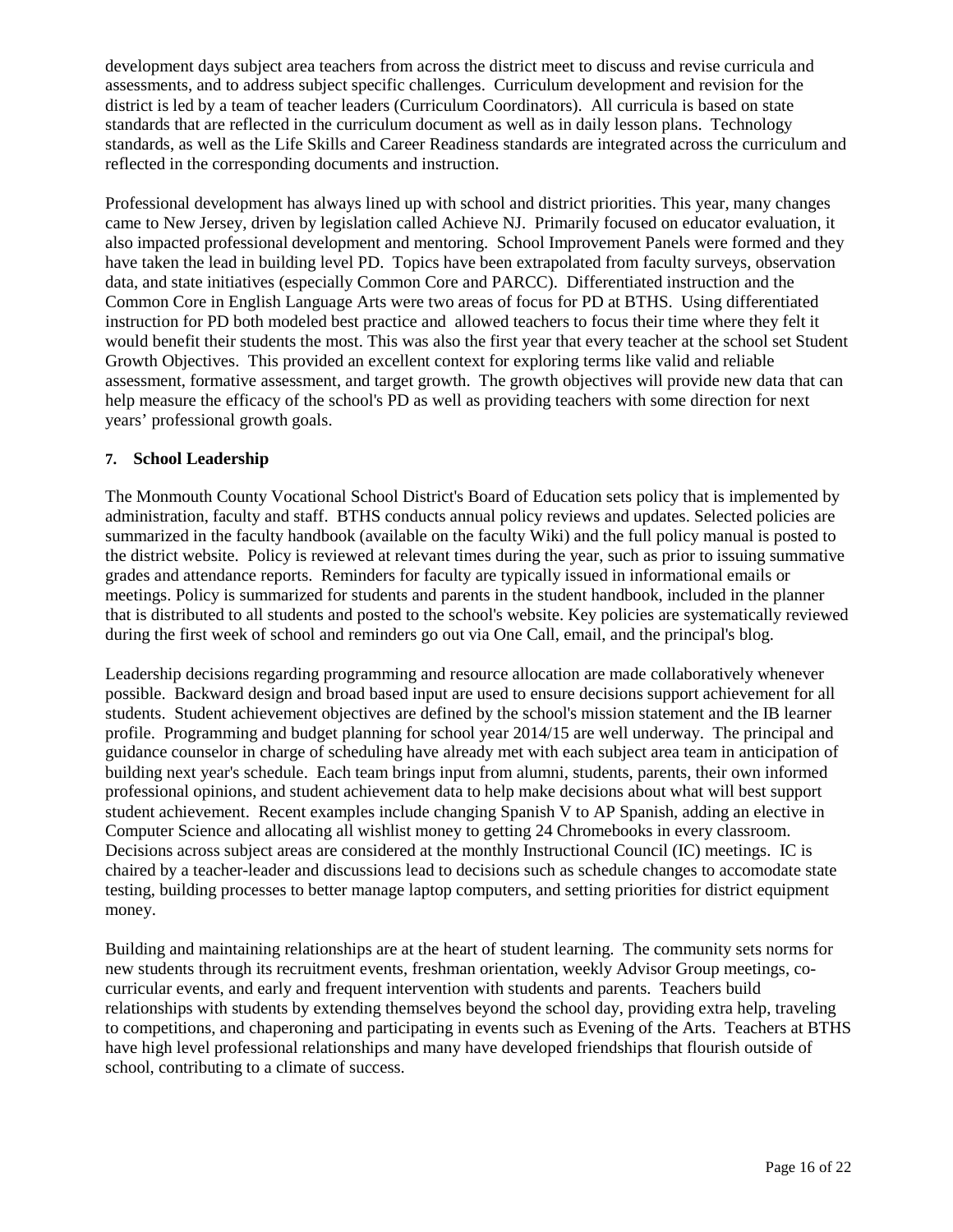development days subject area teachers from across the district meet to discuss and revise curricula and assessments, and to address subject specific challenges. Curriculum development and revision for the district is led by a team of teacher leaders (Curriculum Coordinators). All curricula is based on state standards that are reflected in the curriculum document as well as in daily lesson plans. Technology standards, as well as the Life Skills and Career Readiness standards are integrated across the curriculum and reflected in the corresponding documents and instruction.

Professional development has always lined up with school and district priorities. This year, many changes came to New Jersey, driven by legislation called Achieve NJ. Primarily focused on educator evaluation, it also impacted professional development and mentoring. School Improvement Panels were formed and they have taken the lead in building level PD. Topics have been extrapolated from faculty surveys, observation data, and state initiatives (especially Common Core and PARCC). Differentiated instruction and the Common Core in English Language Arts were two areas of focus for PD at BTHS. Using differentiated instruction for PD both modeled best practice and allowed teachers to focus their time where they felt it would benefit their students the most. This was also the first year that every teacher at the school set Student Growth Objectives. This provided an excellent context for exploring terms like valid and reliable assessment, formative assessment, and target growth. The growth objectives will provide new data that can help measure the efficacy of the school's PD as well as providing teachers with some direction for next years' professional growth goals.

### 7. School Leadership

The Monmouth County Vocational School District's Board of Education sets policy that is implemented by administration, faculty and staff. BTHS conducts annual policy reviews and updates. Selected policies are summarized in the faculty handbook (available on the faculty Wiki) and the full policy manual is posted to the district website. Policy is reviewed at relevant times during the year, such as prior to issuing summative grades and attendance reports. Reminders for faculty are typically issued in informational emails or meetings. Policy is summarized for students and parents in the student handbook, included in the planner that is distributed to all students and posted to the school's website. Key policies are systematically reviewed during the first week of school and reminders go out via One Call, email, and the principal's blog.

Leadership decisions regarding programming and resource allocation are made collaboratively whenever possible. Backward design and broad based input are used to ensure decisions support achievement for all students. Student achievement objectives are defined by the school's mission statement and the IB learner profile. Programming and budget planning for school year 2014/15 are well underway. The principal and guidance counselor in charge of scheduling have already met with each subject area team in anticipation of building next year's schedule. Each team brings input from alumni, students, parents, their own informed professional opinions, and student achievement data to help make decisions about what will best support student achievement. Recent examples include changing Spanish V to AP Spanish, adding an elective in Computer Science and allocating all wishlist money to getting 24 Chromebooks in every classroom. Decisions across subject areas are considered at the monthly Instructional Council (IC) meetings. IC is chaired by a teacher-leader and discussions lead to decisions such as schedule changes to accomodate state testing, building processes to better manage laptop computers, and setting priorities for district equipment money.

Building and maintaining relationships are at the heart of student learning. The community sets norms for new students through its recruitment events, freshman orientation, weekly Advisor Group meetings, co-curricular events, and early and frequent intervention with students and parents. Teachers build relationships with students by extending themselves beyond the school day, providing extra help, traveling to competitions, and chaperoning and participating in events such as Evening of the Arts. Teachers at BTHS have high level professional relationships and many have developed friendships that flourish outside of school, contributing to a climate of success.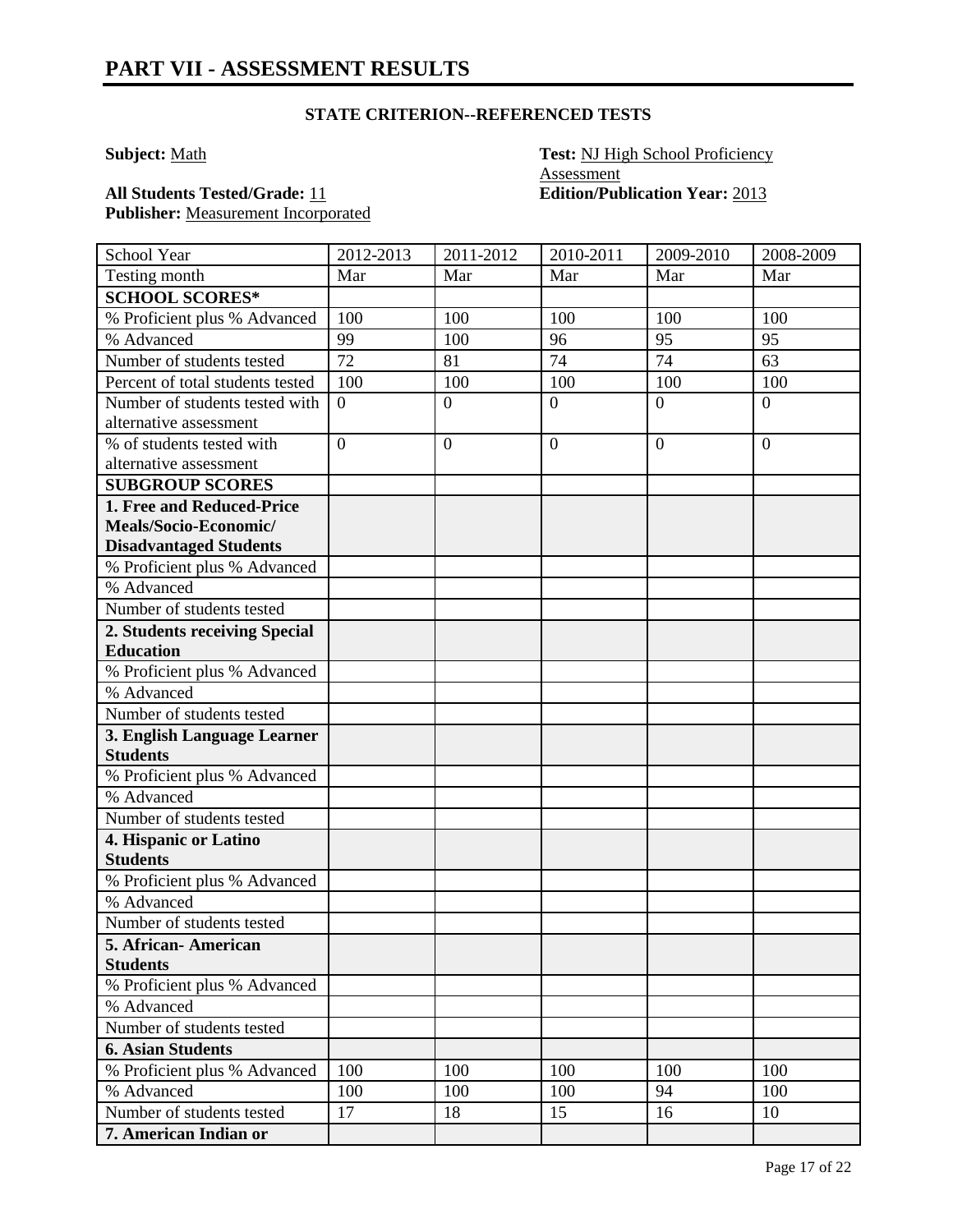# PART VII - ASSESSMENT RESULTS

### STATE CRITERION--REFERENCED TESTS

**Subject:** Math

**Test:** NJ High School Proficiency Assessment

**All Students Tested/Grade:** 11

**Edition/Publication Year:** 2013

**Publisher:** Measurement Incorporated

| School Year | 2012-2013 | 2011-2012 | 2010-2011 | 2009-2010 | 2008-2009 |
|---|---|---|---|---|---|
| Testing month | Mar | Mar | Mar | Mar | Mar |
| **SCHOOL SCORES*** | | | | | |
| % Proficient plus % Advanced | 100 | 100 | 100 | 100 | 100 |
| % Advanced | 99 | 100 | 96 | 95 | 95 |
| Number of students tested | 72 | 81 | 74 | 74 | 63 |
| Percent of total students tested | 100 | 100 | 100 | 100 | 100 |
| Number of students tested with alternative assessment | 0 | 0 | 0 | 0 | 0 |
| % of students tested with alternative assessment | 0 | 0 | 0 | 0 | 0 |
| **SUBGROUP SCORES** | | | | | |
| **1. Free and Reduced-Price Meals/Socio-Economic/ Disadvantaged Students** | | | | | |
| % Proficient plus % Advanced | | | | | |
| % Advanced | | | | | |
| Number of students tested | | | | | |
| **2. Students receiving Special Education** | | | | | |
| % Proficient plus % Advanced | | | | | |
| % Advanced | | | | | |
| Number of students tested | | | | | |
| **3. English Language Learner Students** | | | | | |
| % Proficient plus % Advanced | | | | | |
| % Advanced | | | | | |
| Number of students tested | | | | | |
| **4. Hispanic or Latino Students** | | | | | |
| % Proficient plus % Advanced | | | | | |
| % Advanced | | | | | |
| Number of students tested | | | | | |
| **5. African- American Students** | | | | | |
| % Proficient plus % Advanced | | | | | |
| % Advanced | | | | | |
| Number of students tested | | | | | |
| **6. Asian Students** | | | | | |
| % Proficient plus % Advanced | 100 | 100 | 100 | 100 | 100 |
| % Advanced | 100 | 100 | 100 | 94 | 100 |
| Number of students tested | 17 | 18 | 15 | 16 | 10 |
| **7. American Indian or** | | | | | |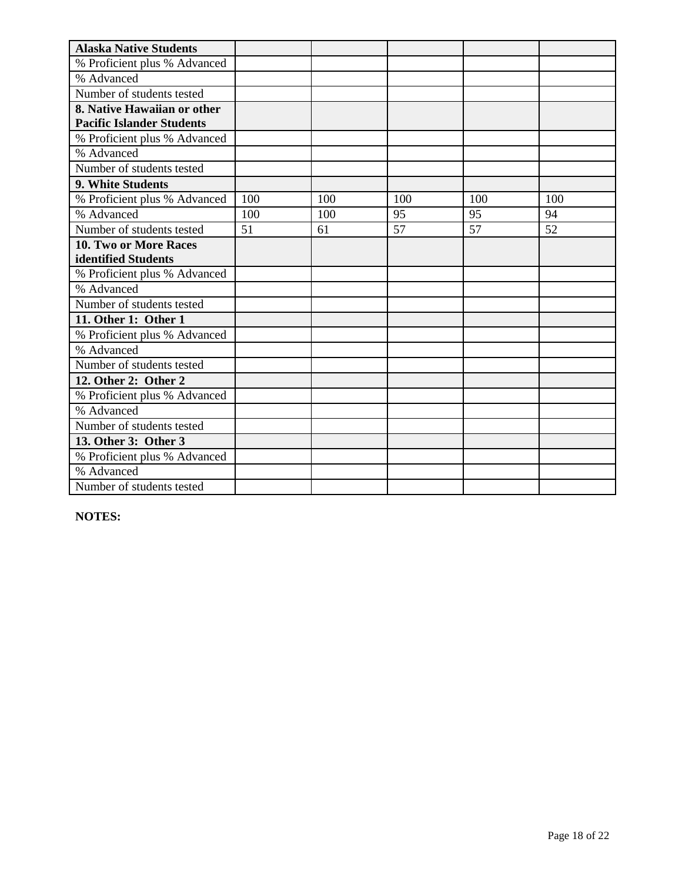| **Alaska Native Students** | | | | | |
|---|---|---|---|---|---|
| % Proficient plus % Advanced | | | | | |
| % Advanced | | | | | |
| Number of students tested | | | | | |
| **8. Native Hawaiian or other Pacific Islander Students** | | | | | |
| % Proficient plus % Advanced | | | | | |
| % Advanced | | | | | |
| Number of students tested | | | | | |
| **9. White Students** | | | | | |
| % Proficient plus % Advanced | 100 | 100 | 100 | 100 | 100 |
| % Advanced | 100 | 100 | 95 | 95 | 94 |
| Number of students tested | 51 | 61 | 57 | 57 | 52 |
| **10. Two or More Races identified Students** | | | | | |
| % Proficient plus % Advanced | | | | | |
| % Advanced | | | | | |
| Number of students tested | | | | | |
| **11. Other 1: Other 1** | | | | | |
| % Proficient plus % Advanced | | | | | |
| % Advanced | | | | | |
| Number of students tested | | | | | |
| **12. Other 2: Other 2** | | | | | |
| % Proficient plus % Advanced | | | | | |
| % Advanced | | | | | |
| Number of students tested | | | | | |
| **13. Other 3: Other 3** | | | | | |
| % Proficient plus % Advanced | | | | | |
| % Advanced | | | | | |
| Number of students tested | | | | | |

**NOTES:**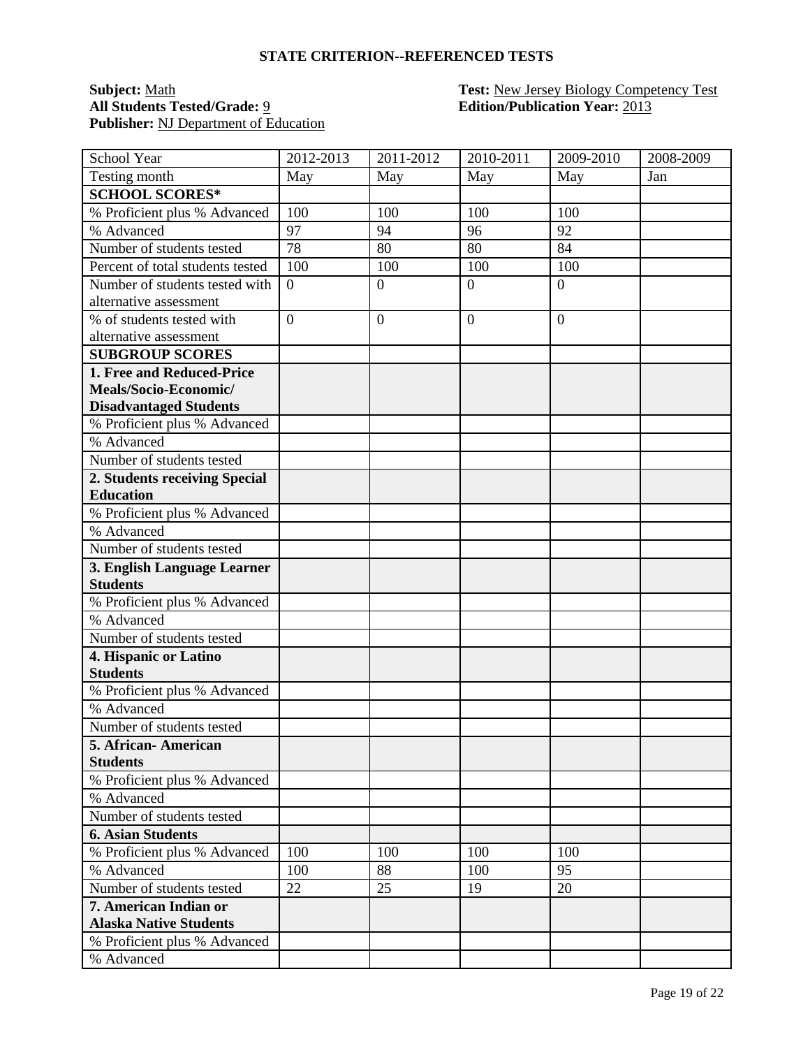## STATE CRITERION--REFERENCED TESTS

**Subject:** Math
**All Students Tested/Grade:** 9
**Publisher:** NJ Department of Education

**Test:** New Jersey Biology Competency Test
**Edition/Publication Year:** 2013

| School Year | 2012-2013 | 2011-2012 | 2010-2011 | 2009-2010 | 2008-2009 |
|---|---|---|---|---|---|
| Testing month | May | May | May | May | Jan |
| **SCHOOL SCORES*** | | | | | |
| % Proficient plus % Advanced | 100 | 100 | 100 | 100 | |
| % Advanced | 97 | 94 | 96 | 92 | |
| Number of students tested | 78 | 80 | 80 | 84 | |
| Percent of total students tested | 100 | 100 | 100 | 100 | |
| Number of students tested with alternative assessment | 0 | 0 | 0 | 0 | |
| % of students tested with alternative assessment | 0 | 0 | 0 | 0 | |
| **SUBGROUP SCORES** | | | | | |
| **1. Free and Reduced-Price Meals/Socio-Economic/ Disadvantaged Students** | | | | | |
| % Proficient plus % Advanced | | | | | |
| % Advanced | | | | | |
| Number of students tested | | | | | |
| **2. Students receiving Special Education** | | | | | |
| % Proficient plus % Advanced | | | | | |
| % Advanced | | | | | |
| Number of students tested | | | | | |
| **3. English Language Learner Students** | | | | | |
| % Proficient plus % Advanced | | | | | |
| % Advanced | | | | | |
| Number of students tested | | | | | |
| **4. Hispanic or Latino Students** | | | | | |
| % Proficient plus % Advanced | | | | | |
| % Advanced | | | | | |
| Number of students tested | | | | | |
| **5. African- American Students** | | | | | |
| % Proficient plus % Advanced | | | | | |
| % Advanced | | | | | |
| Number of students tested | | | | | |
| **6. Asian Students** | | | | | |
| % Proficient plus % Advanced | 100 | 100 | 100 | 100 | |
| % Advanced | 100 | 88 | 100 | 95 | |
| Number of students tested | 22 | 25 | 19 | 20 | |
| **7. American Indian or Alaska Native Students** | | | | | |
| % Proficient plus % Advanced | | | | | |
| % Advanced | | | | | |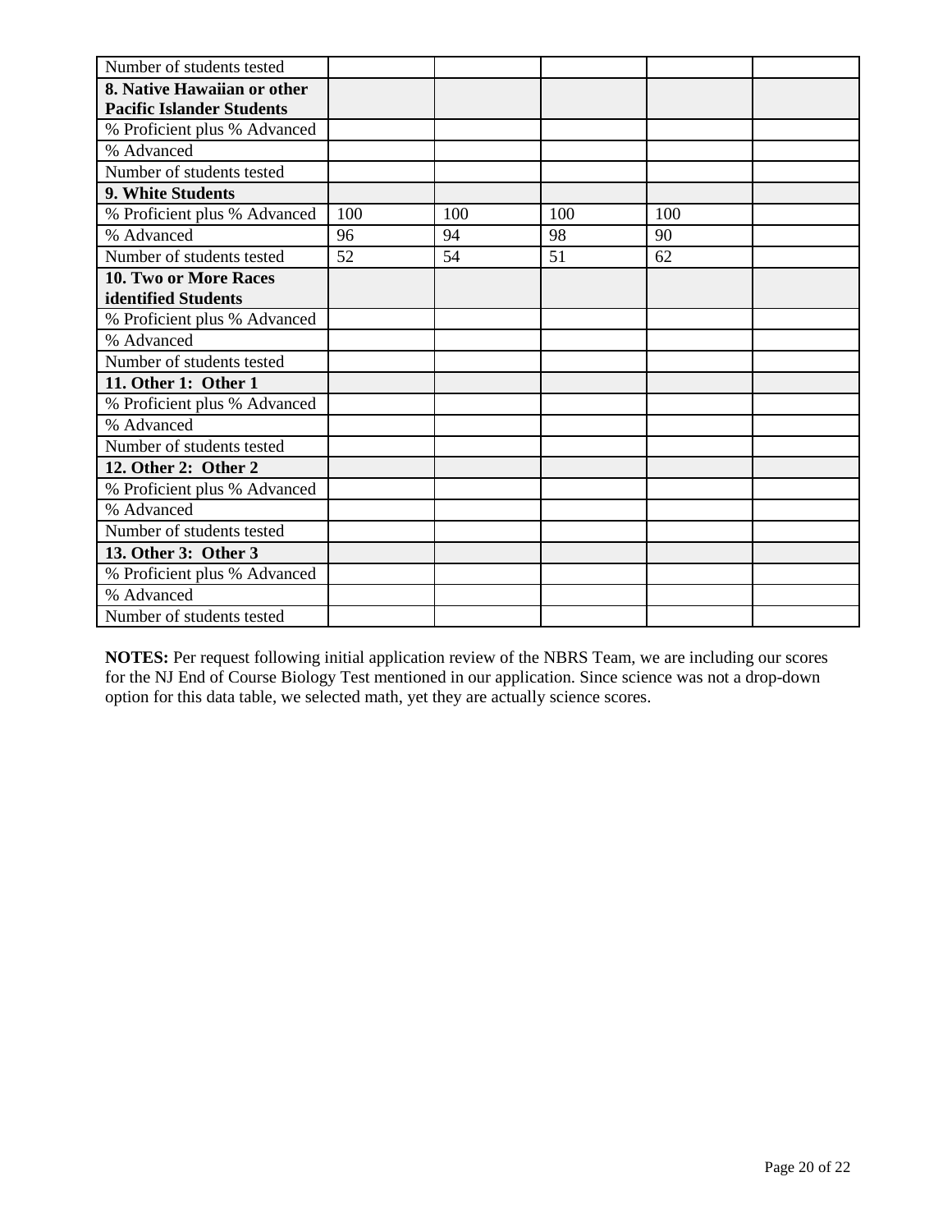| Number of students tested | | | | | |
|---|---|---|---|---|---|
| **8. Native Hawaiian or other Pacific Islander Students** | | | | | |
| % Proficient plus % Advanced | | | | | |
| % Advanced | | | | | |
| Number of students tested | | | | | |
| **9. White Students** | | | | | |
| % Proficient plus % Advanced | 100 | 100 | 100 | 100 | |
| % Advanced | 96 | 94 | 98 | 90 | |
| Number of students tested | 52 | 54 | 51 | 62 | |
| **10. Two or More Races identified Students** | | | | | |
| % Proficient plus % Advanced | | | | | |
| % Advanced | | | | | |
| Number of students tested | | | | | |
| **11. Other 1: Other 1** | | | | | |
| % Proficient plus % Advanced | | | | | |
| % Advanced | | | | | |
| Number of students tested | | | | | |
| **12. Other 2: Other 2** | | | | | |
| % Proficient plus % Advanced | | | | | |
| % Advanced | | | | | |
| Number of students tested | | | | | |
| **13. Other 3: Other 3** | | | | | |
| % Proficient plus % Advanced | | | | | |
| % Advanced | | | | | |
| Number of students tested | | | | | |

**NOTES:** Per request following initial application review of the NBRS Team, we are including our scores for the NJ End of Course Biology Test mentioned in our application. Since science was not a drop-down option for this data table, we selected math, yet they are actually science scores.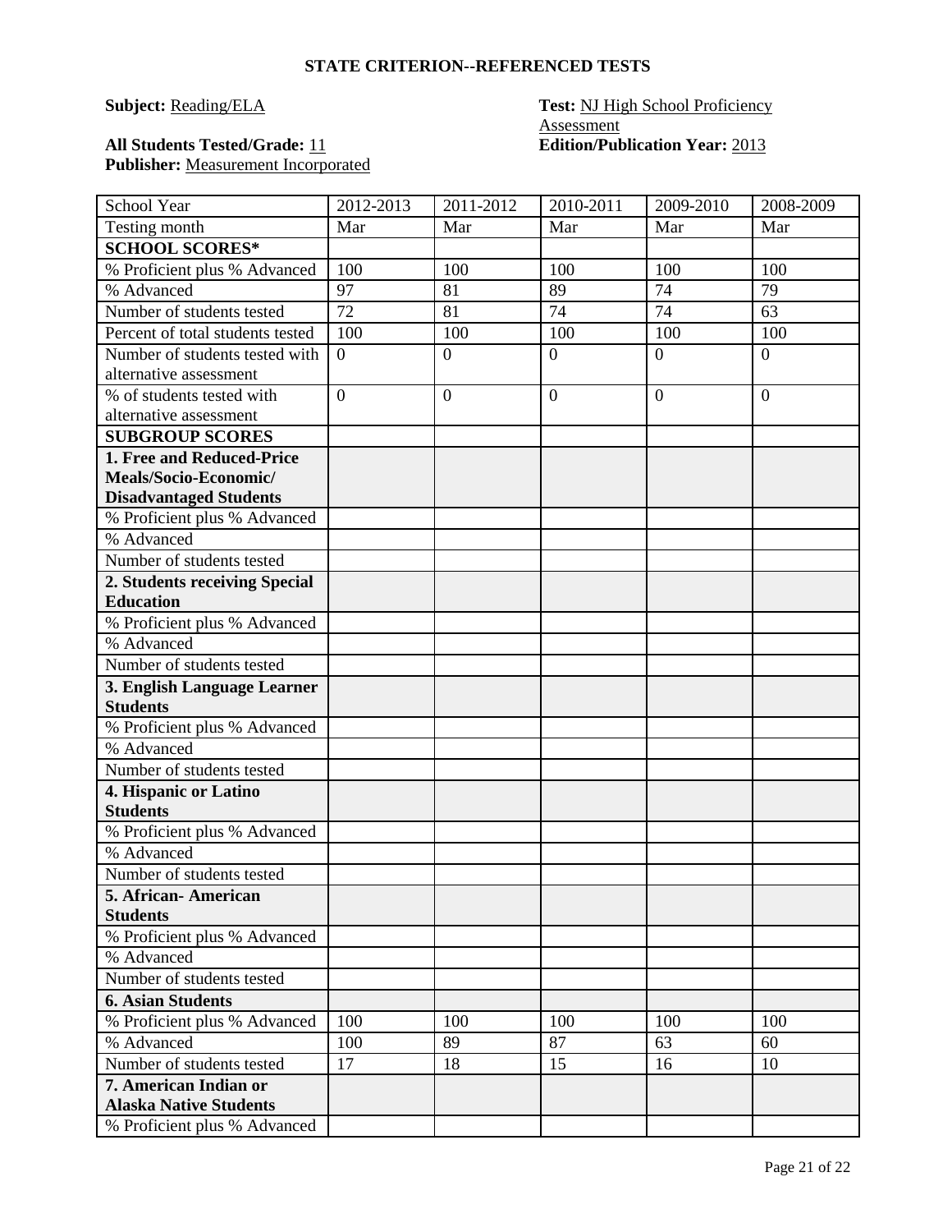## STATE CRITERION--REFERENCED TESTS

**Subject:** Reading/ELA

**Test:** NJ High School Proficiency Assessment

**All Students Tested/Grade:** 11

**Edition/Publication Year:** 2013

**Publisher:** Measurement Incorporated

| School Year | 2012-2013 | 2011-2012 | 2010-2011 | 2009-2010 | 2008-2009 |
|---|---|---|---|---|---|
| Testing month | Mar | Mar | Mar | Mar | Mar |
| **SCHOOL SCORES*** | | | | | |
| % Proficient plus % Advanced | 100 | 100 | 100 | 100 | 100 |
| % Advanced | 97 | 81 | 89 | 74 | 79 |
| Number of students tested | 72 | 81 | 74 | 74 | 63 |
| Percent of total students tested | 100 | 100 | 100 | 100 | 100 |
| Number of students tested with alternative assessment | 0 | 0 | 0 | 0 | 0 |
| % of students tested with alternative assessment | 0 | 0 | 0 | 0 | 0 |
| **SUBGROUP SCORES** | | | | | |
| **1. Free and Reduced-Price Meals/Socio-Economic/ Disadvantaged Students** | | | | | |
| % Proficient plus % Advanced | | | | | |
| % Advanced | | | | | |
| Number of students tested | | | | | |
| **2. Students receiving Special Education** | | | | | |
| % Proficient plus % Advanced | | | | | |
| % Advanced | | | | | |
| Number of students tested | | | | | |
| **3. English Language Learner Students** | | | | | |
| % Proficient plus % Advanced | | | | | |
| % Advanced | | | | | |
| Number of students tested | | | | | |
| **4. Hispanic or Latino Students** | | | | | |
| % Proficient plus % Advanced | | | | | |
| % Advanced | | | | | |
| Number of students tested | | | | | |
| **5. African- American Students** | | | | | |
| % Proficient plus % Advanced | | | | | |
| % Advanced | | | | | |
| Number of students tested | | | | | |
| **6. Asian Students** | | | | | |
| % Proficient plus % Advanced | 100 | 100 | 100 | 100 | 100 |
| % Advanced | 100 | 89 | 87 | 63 | 60 |
| Number of students tested | 17 | 18 | 15 | 16 | 10 |
| **7. American Indian or Alaska Native Students** | | | | | |
| % Proficient plus % Advanced | | | | | |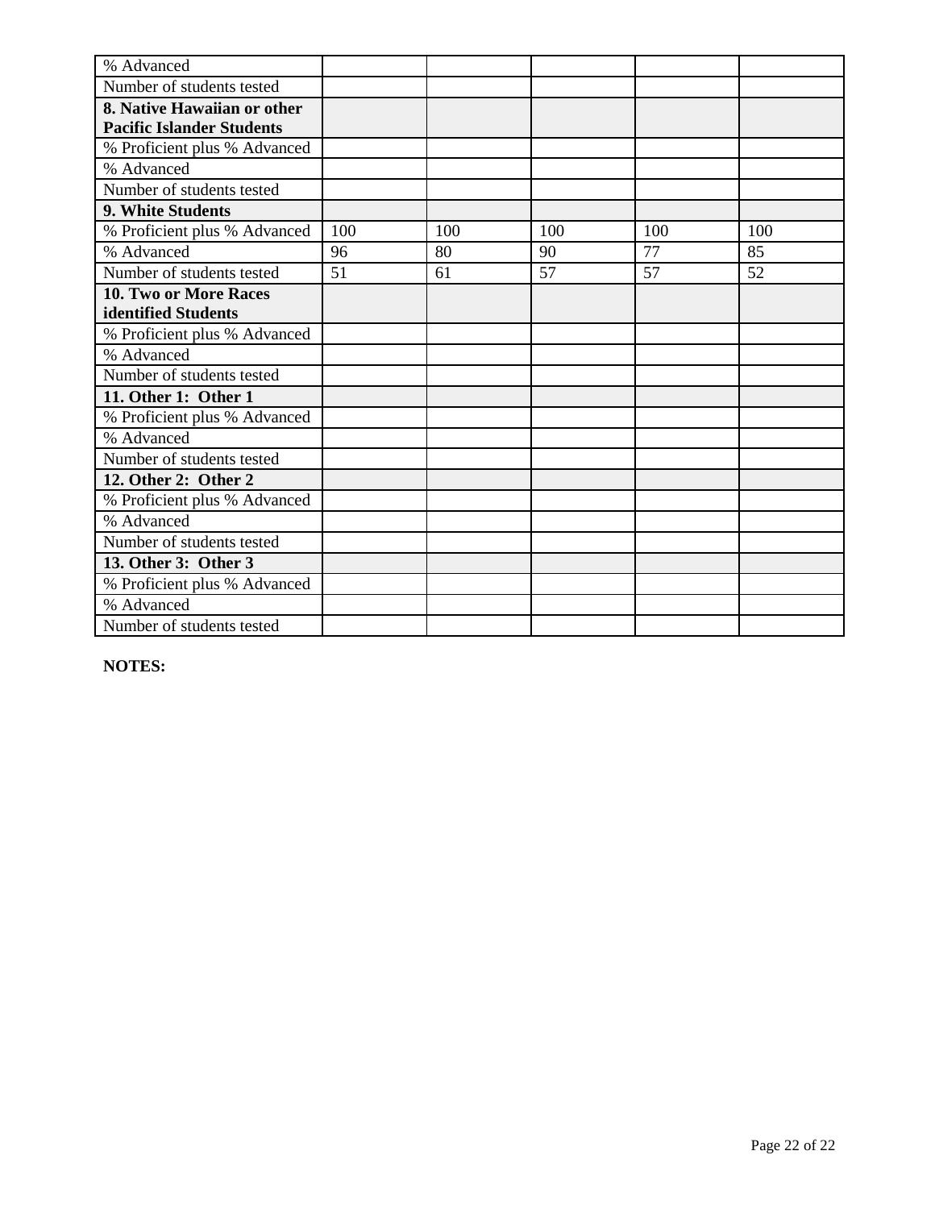| | | | | | |
|---|---|---|---|---|---|
| % Advanced | | | | | |
| Number of students tested | | | | | |
| **8. Native Hawaiian or other Pacific Islander Students** | | | | | |
| % Proficient plus % Advanced | | | | | |
| % Advanced | | | | | |
| Number of students tested | | | | | |
| **9. White Students** | | | | | |
| % Proficient plus % Advanced | 100 | 100 | 100 | 100 | 100 |
| % Advanced | 96 | 80 | 90 | 77 | 85 |
| Number of students tested | 51 | 61 | 57 | 57 | 52 |
| **10. Two or More Races identified Students** | | | | | |
| % Proficient plus % Advanced | | | | | |
| % Advanced | | | | | |
| Number of students tested | | | | | |
| **11. Other 1: Other 1** | | | | | |
| % Proficient plus % Advanced | | | | | |
| % Advanced | | | | | |
| Number of students tested | | | | | |
| **12. Other 2: Other 2** | | | | | |
| % Proficient plus % Advanced | | | | | |
| % Advanced | | | | | |
| Number of students tested | | | | | |
| **13. Other 3: Other 3** | | | | | |
| % Proficient plus % Advanced | | | | | |
| % Advanced | | | | | |
| Number of students tested | | | | | |

**NOTES:**